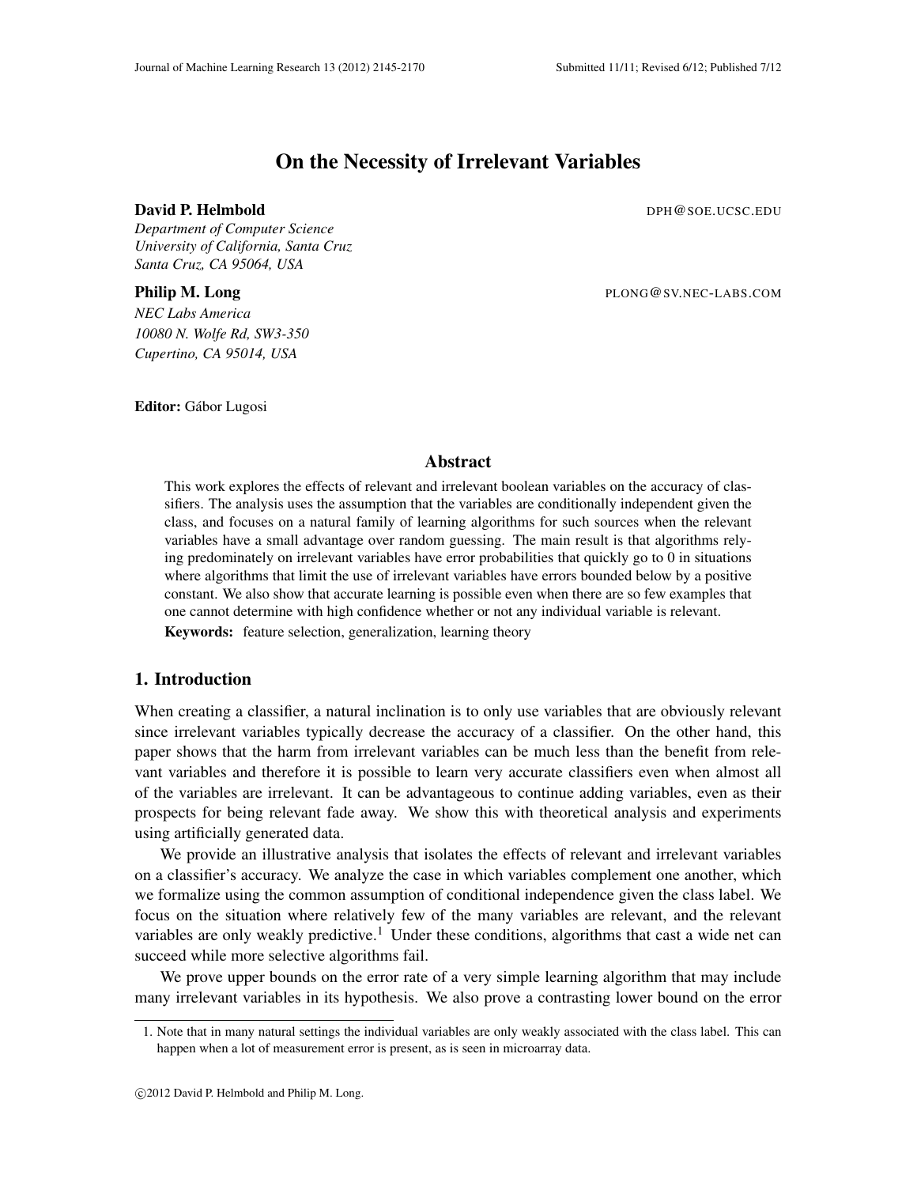# On the Necessity of Irrelevant Variables

**David P. Helmbold** DPH@SOE.UCSC.EDU

*Department of Computer Science*
*University of California, Santa Cruz*
*Santa Cruz, CA 95064, USA*

**Philip M. Long** PLONG@SV.NEC-LABS.COM

*NEC Labs America*
*10080 N. Wolfe Rd, SW3-350*
*Cupertino, CA 95014, USA*

**Editor:** Gábor Lugosi

## Abstract

This work explores the effects of relevant and irrelevant boolean variables on the accuracy of classifiers. The analysis uses the assumption that the variables are conditionally independent given the class, and focuses on a natural family of learning algorithms for such sources when the relevant variables have a small advantage over random guessing. The main result is that algorithms relying predominately on irrelevant variables have error probabilities that quickly go to 0 in situations where algorithms that limit the use of irrelevant variables have errors bounded below by a positive constant. We also show that accurate learning is possible even when there are so few examples that one cannot determine with high confidence whether or not any individual variable is relevant.

**Keywords:** feature selection, generalization, learning theory

## 1. Introduction

When creating a classifier, a natural inclination is to only use variables that are obviously relevant since irrelevant variables typically decrease the accuracy of a classifier. On the other hand, this paper shows that the harm from irrelevant variables can be much less than the benefit from relevant variables and therefore it is possible to learn very accurate classifiers even when almost all of the variables are irrelevant. It can be advantageous to continue adding variables, even as their prospects for being relevant fade away. We show this with theoretical analysis and experiments using artificially generated data.

We provide an illustrative analysis that isolates the effects of relevant and irrelevant variables on a classifier's accuracy. We analyze the case in which variables complement one another, which we formalize using the common assumption of conditional independence given the class label. We focus on the situation where relatively few of the many variables are relevant, and the relevant variables are only weakly predictive.[1] Under these conditions, algorithms that cast a wide net can succeed while more selective algorithms fail.

We prove upper bounds on the error rate of a very simple learning algorithm that may include many irrelevant variables in its hypothesis. We also prove a contrasting lower bound on the error

1. Note that in many natural settings the individual variables are only weakly associated with the class label. This can happen when a lot of measurement error is present, as is seen in microarray data.

©2012 David P. Helmbold and Philip M. Long.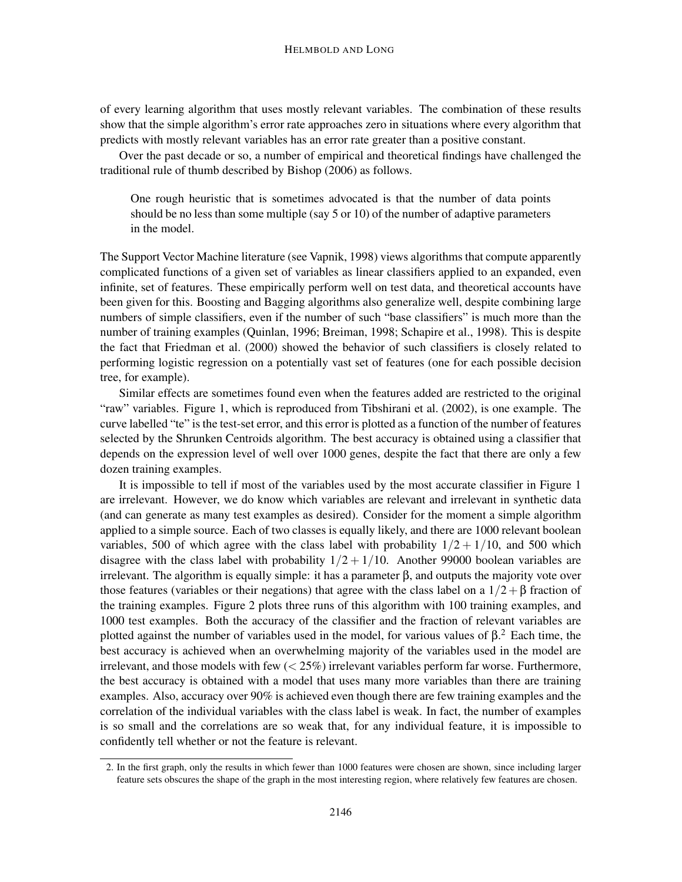of every learning algorithm that uses mostly relevant variables. The combination of these results show that the simple algorithm's error rate approaches zero in situations where every algorithm that predicts with mostly relevant variables has an error rate greater than a positive constant.

Over the past decade or so, a number of empirical and theoretical findings have challenged the traditional rule of thumb described by Bishop (2006) as follows.

> One rough heuristic that is sometimes advocated is that the number of data points should be no less than some multiple (say 5 or 10) of the number of adaptive parameters in the model.

The Support Vector Machine literature (see Vapnik, 1998) views algorithms that compute apparently complicated functions of a given set of variables as linear classifiers applied to an expanded, even infinite, set of features. These empirically perform well on test data, and theoretical accounts have been given for this. Boosting and Bagging algorithms also generalize well, despite combining large numbers of simple classifiers, even if the number of such "base classifiers" is much more than the number of training examples (Quinlan, 1996; Breiman, 1998; Schapire et al., 1998). This is despite the fact that Friedman et al. (2000) showed the behavior of such classifiers is closely related to performing logistic regression on a potentially vast set of features (one for each possible decision tree, for example).

Similar effects are sometimes found even when the features added are restricted to the original "raw" variables. Figure 1, which is reproduced from Tibshirani et al. (2002), is one example. The curve labelled "te" is the test-set error, and this error is plotted as a function of the number of features selected by the Shrunken Centroids algorithm. The best accuracy is obtained using a classifier that depends on the expression level of well over 1000 genes, despite the fact that there are only a few dozen training examples.

It is impossible to tell if most of the variables used by the most accurate classifier in Figure 1 are irrelevant. However, we do know which variables are relevant and irrelevant in synthetic data (and can generate as many test examples as desired). Consider for the moment a simple algorithm applied to a simple source. Each of two classes is equally likely, and there are 1000 relevant boolean variables, 500 of which agree with the class label with probability $1/2+1/10$, and 500 which disagree with the class label with probability $1/2+1/10$. Another 99000 boolean variables are irrelevant. The algorithm is equally simple: it has a parameter $\beta$, and outputs the majority vote over those features (variables or their negations) that agree with the class label on a $1/2+\beta$ fraction of the training examples. Figure 2 plots three runs of this algorithm with 100 training examples, and 1000 test examples. Both the accuracy of the classifier and the fraction of relevant variables are plotted against the number of variables used in the model, for various values of $\beta$.[2] Each time, the best accuracy is achieved when an overwhelming majority of the variables used in the model are irrelevant, and those models with few ($< 25\%$) irrelevant variables perform far worse. Furthermore, the best accuracy is obtained with a model that uses many more variables than there are training examples. Also, accuracy over 90% is achieved even though there are few training examples and the correlation of the individual variables with the class label is weak. In fact, the number of examples is so small and the correlations are so weak that, for any individual feature, it is impossible to confidently tell whether or not the feature is relevant.

2. In the first graph, only the results in which fewer than 1000 features were chosen are shown, since including larger feature sets obscures the shape of the graph in the most interesting region, where relatively few features are chosen.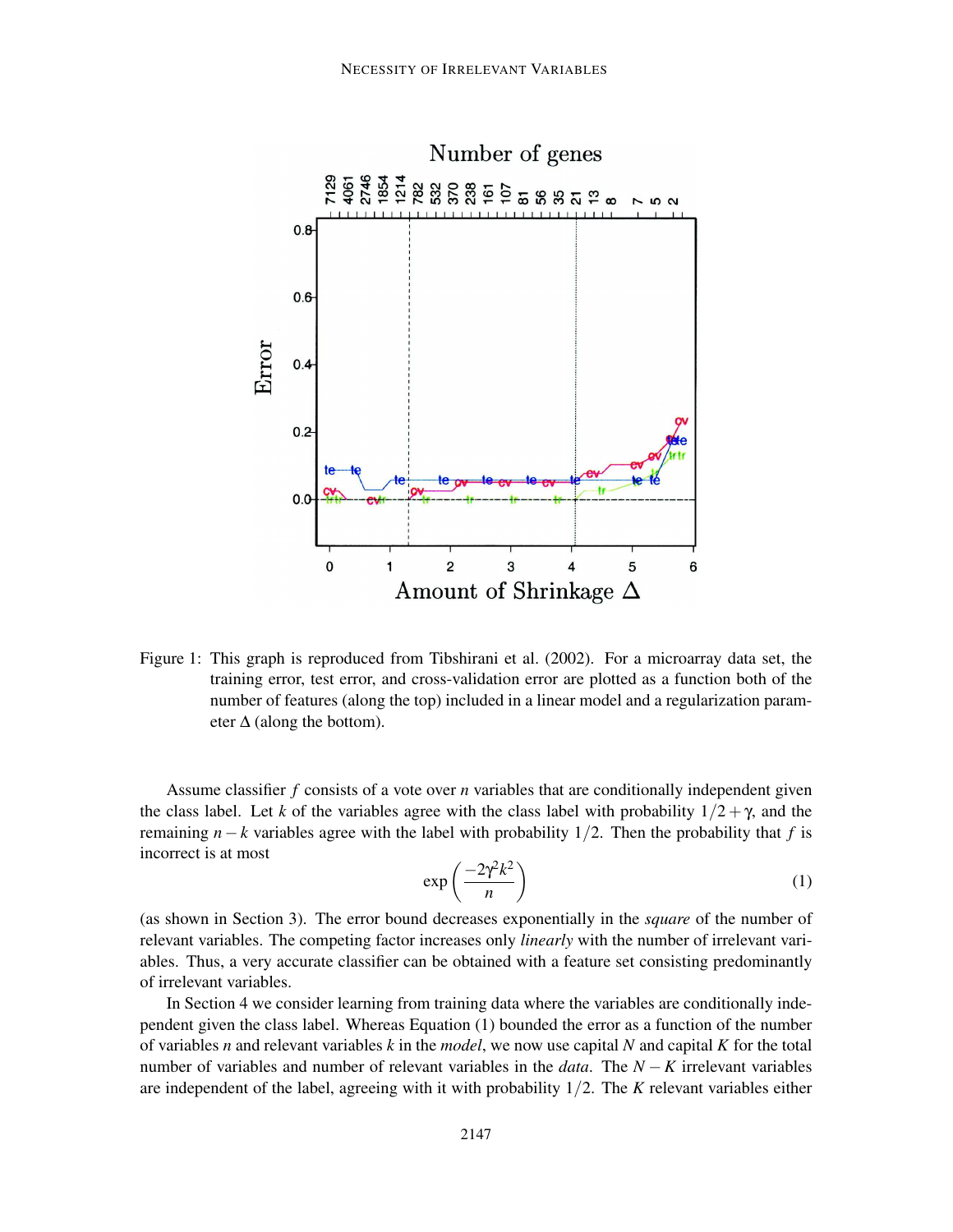Figure 1: This graph is reproduced from Tibshirani et al. (2002). For a microarray data set, the training error, test error, and cross-validation error are plotted as a function both of the number of features (along the top) included in a linear model and a regularization parameter $\Delta$ (along the bottom).

Assume classifier $f$ consists of a vote over $n$ variables that are conditionally independent given the class label. Let $k$ of the variables agree with the class label with probability $1/2+\gamma$, and the remaining $n-k$ variables agree with the label with probability $1/2$. Then the probability that $f$ is incorrect is at most

$$\exp\left(\frac{-2\gamma^2 k^2}{n}\right) \tag{1}$$

(as shown in Section 3). The error bound decreases exponentially in the *square* of the number of relevant variables. The competing factor increases only *linearly* with the number of irrelevant variables. Thus, a very accurate classifier can be obtained with a feature set consisting predominantly of irrelevant variables.

In Section 4 we consider learning from training data where the variables are conditionally independent given the class label. Whereas Equation (1) bounded the error as a function of the number of variables $n$ and relevant variables $k$ in the *model*, we now use capital $N$ and capital $K$ for the total number of variables and number of relevant variables in the *data*. The $N-K$ irrelevant variables are independent of the label, agreeing with it with probability $1/2$. The $K$ relevant variables either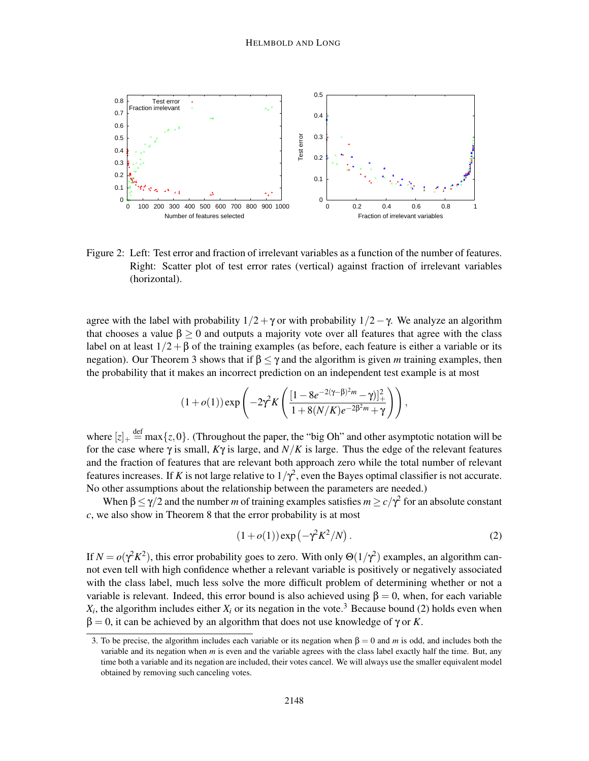Figure 2: Left: Test error and fraction of irrelevant variables as a function of the number of features. Right: Scatter plot of test error rates (vertical) against fraction of irrelevant variables (horizontal).

agree with the label with probability $1/2+\gamma$ or with probability $1/2-\gamma$. We analyze an algorithm that chooses a value $\beta \geq 0$ and outputs a majority vote over all features that agree with the class label on at least $1/2+\beta$ of the training examples (as before, each feature is either a variable or its negation). Our Theorem 3 shows that if $\beta \leq \gamma$ and the algorithm is given $m$ training examples, then the probability that it makes an incorrect prediction on an independent test example is at most

$$(1+o(1))\exp\left(-2\gamma^2 K\left(\frac{[1-8e^{-2(\gamma-\beta)^2 m}-\gamma)]_+^2}{1+8(N/K)e^{-2\beta^2 m}+\gamma}\right)\right),$$

where $[z]_+ \stackrel{\text{def}}{=} \max\{z,0\}$. (Throughout the paper, the "big Oh" and other asymptotic notation will be for the case where $\gamma$ is small, $K\gamma$ is large, and $N/K$ is large. Thus the edge of the relevant features and the fraction of features that are relevant both approach zero while the total number of relevant features increases. If $K$ is not large relative to $1/\gamma^2$, even the Bayes optimal classifier is not accurate. No other assumptions about the relationship between the parameters are needed.)

When $\beta \leq \gamma/2$ and the number $m$ of training examples satisfies $m \geq c/\gamma^2$ for an absolute constant $c$, we also show in Theorem 8 that the error probability is at most

$$(1+o(1))\exp\left(-\gamma^2 K^2/N\right). \tag{2}$$

If $N = o(\gamma^2 K^2)$, this error probability goes to zero. With only $\Theta(1/\gamma^2)$ examples, an algorithm cannot even tell with high confidence whether a relevant variable is positively or negatively associated with the class label, much less solve the more difficult problem of determining whether or not a variable is relevant. Indeed, this error bound is also achieved using $\beta = 0$, when, for each variable $X_i$, the algorithm includes either $X_i$ or its negation in the vote.[3] Because bound (2) holds even when $\beta = 0$, it can be achieved by an algorithm that does not use knowledge of $\gamma$ or $K$.

3. To be precise, the algorithm includes each variable or its negation when $\beta = 0$ and $m$ is odd, and includes both the variable and its negation when $m$ is even and the variable agrees with the class label exactly half the time. But, any time both a variable and its negation are included, their votes cancel. We will always use the smaller equivalent model obtained by removing such canceling votes.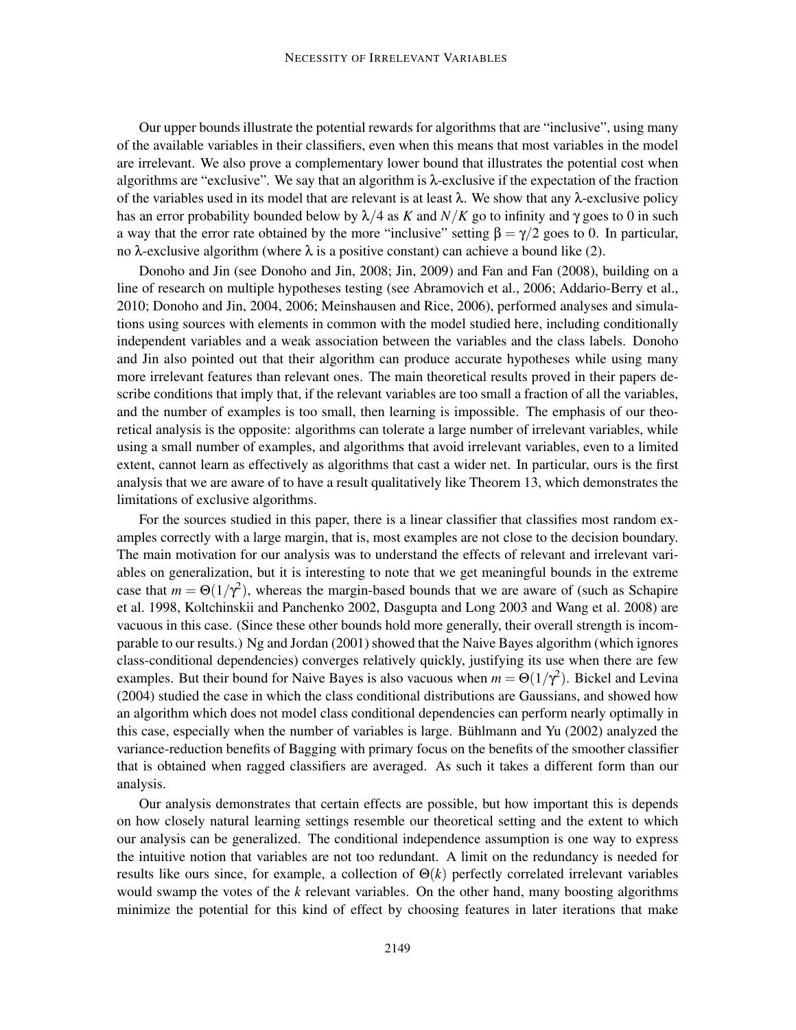Our upper bounds illustrate the potential rewards for algorithms that are "inclusive", using many of the available variables in their classifiers, even when this means that most variables in the model are irrelevant. We also prove a complementary lower bound that illustrates the potential cost when algorithms are "exclusive". We say that an algorithm is $\lambda$-exclusive if the expectation of the fraction of the variables used in its model that are relevant is at least $\lambda$. We show that any $\lambda$-exclusive policy has an error probability bounded below by $\lambda/4$ as $K$ and $N/K$ go to infinity and $\gamma$ goes to 0 in such a way that the error rate obtained by the more "inclusive" setting $\beta = \gamma/2$ goes to 0. In particular, no $\lambda$-exclusive algorithm (where $\lambda$ is a positive constant) can achieve a bound like (2).

Donoho and Jin (see Donoho and Jin, 2008; Jin, 2009) and Fan and Fan (2008), building on a line of research on multiple hypotheses testing (see Abramovich et al., 2006; Addario-Berry et al., 2010; Donoho and Jin, 2004, 2006; Meinshausen and Rice, 2006), performed analyses and simulations using sources with elements in common with the model studied here, including conditionally independent variables and a weak association between the variables and the class labels. Donoho and Jin also pointed out that their algorithm can produce accurate hypotheses while using many more irrelevant features than relevant ones. The main theoretical results proved in their papers describe conditions that imply that, if the relevant variables are too small a fraction of all the variables, and the number of examples is too small, then learning is impossible. The emphasis of our theoretical analysis is the opposite: algorithms can tolerate a large number of irrelevant variables, while using a small number of examples, and algorithms that avoid irrelevant variables, even to a limited extent, cannot learn as effectively as algorithms that cast a wider net. In particular, ours is the first analysis that we are aware of to have a result qualitatively like Theorem 13, which demonstrates the limitations of exclusive algorithms.

For the sources studied in this paper, there is a linear classifier that classifies most random examples correctly with a large margin, that is, most examples are not close to the decision boundary. The main motivation for our analysis was to understand the effects of relevant and irrelevant variables on generalization, but it is interesting to note that we get meaningful bounds in the extreme case that $m = \Theta(1/\gamma^2)$, whereas the margin-based bounds that we are aware of (such as Schapire et al. 1998, Koltchinskii and Panchenko 2002, Dasgupta and Long 2003 and Wang et al. 2008) are vacuous in this case. (Since these other bounds hold more generally, their overall strength is incomparable to our results.) Ng and Jordan (2001) showed that the Naive Bayes algorithm (which ignores class-conditional dependencies) converges relatively quickly, justifying its use when there are few examples. But their bound for Naive Bayes is also vacuous when $m = \Theta(1/\gamma^2)$. Bickel and Levina (2004) studied the case in which the class conditional distributions are Gaussians, and showed how an algorithm which does not model class conditional dependencies can perform nearly optimally in this case, especially when the number of variables is large. Bühlmann and Yu (2002) analyzed the variance-reduction benefits of Bagging with primary focus on the benefits of the smoother classifier that is obtained when ragged classifiers are averaged. As such it takes a different form than our analysis.

Our analysis demonstrates that certain effects are possible, but how important this is depends on how closely natural learning settings resemble our theoretical setting and the extent to which our analysis can be generalized. The conditional independence assumption is one way to express the intuitive notion that variables are not too redundant. A limit on the redundancy is needed for results like ours since, for example, a collection of $\Theta(k)$ perfectly correlated irrelevant variables would swamp the votes of the $k$ relevant variables. On the other hand, many boosting algorithms minimize the potential for this kind of effect by choosing features in later iterations that make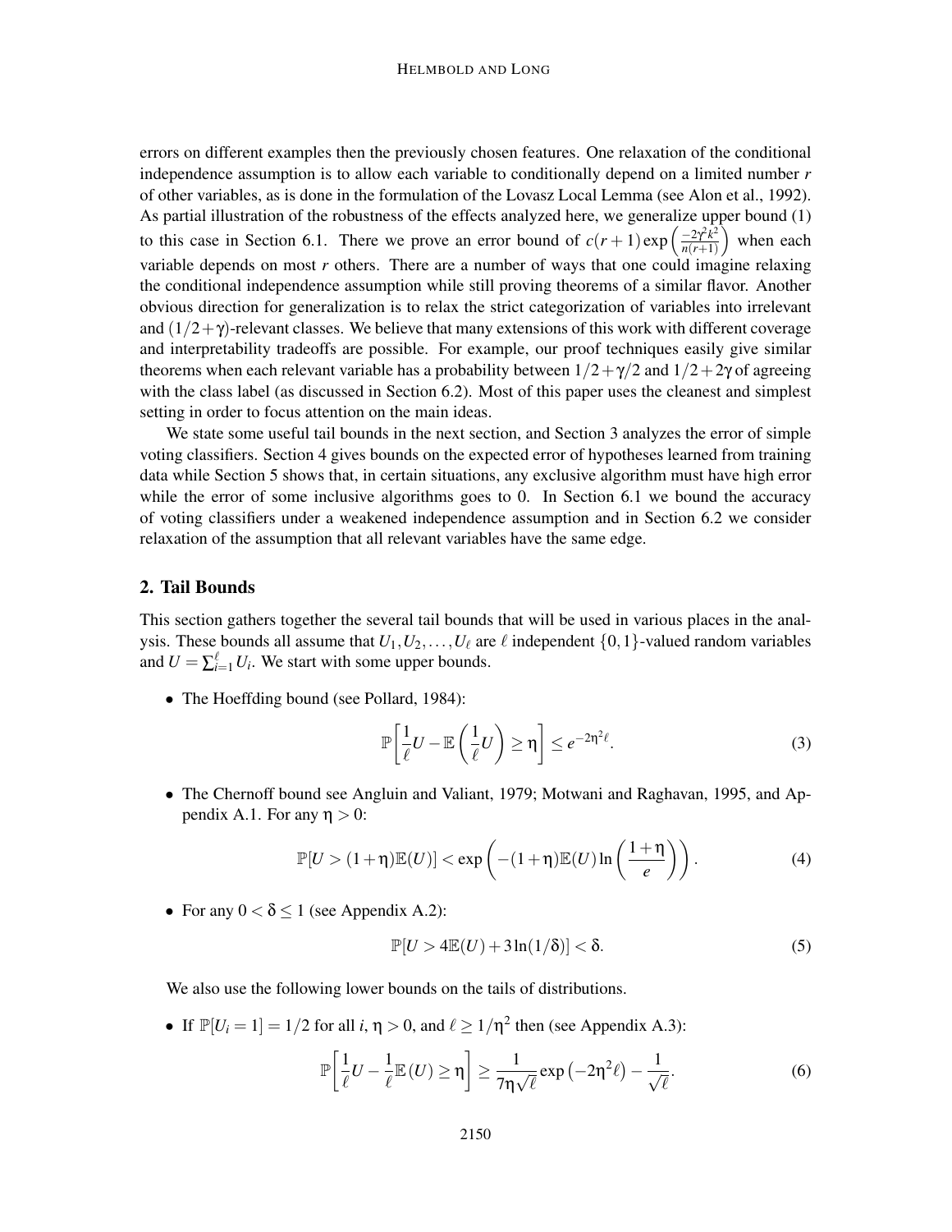errors on different examples then the previously chosen features. One relaxation of the conditional independence assumption is to allow each variable to conditionally depend on a limited number $r$ of other variables, as is done in the formulation of the Lovasz Local Lemma (see Alon et al., 1992). As partial illustration of the robustness of the effects analyzed here, we generalize upper bound (1) to this case in Section 6.1. There we prove an error bound of $c(r+1)\exp\left(\frac{-2\gamma^2 k^2}{n(r+1)}\right)$ when each variable depends on most $r$ others. There are a number of ways that one could imagine relaxing the conditional independence assumption while still proving theorems of a similar flavor. Another obvious direction for generalization is to relax the strict categorization of variables into irrelevant and $(1/2+\gamma)$-relevant classes. We believe that many extensions of this work with different coverage and interpretability tradeoffs are possible. For example, our proof techniques easily give similar theorems when each relevant variable has a probability between $1/2+\gamma/2$ and $1/2+2\gamma$ of agreeing with the class label (as discussed in Section 6.2). Most of this paper uses the cleanest and simplest setting in order to focus attention on the main ideas.

We state some useful tail bounds in the next section, and Section 3 analyzes the error of simple voting classifiers. Section 4 gives bounds on the expected error of hypotheses learned from training data while Section 5 shows that, in certain situations, any exclusive algorithm must have high error while the error of some inclusive algorithms goes to 0. In Section 6.1 we bound the accuracy of voting classifiers under a weakened independence assumption and in Section 6.2 we consider relaxation of the assumption that all relevant variables have the same edge.

## 2. Tail Bounds

This section gathers together the several tail bounds that will be used in various places in the analysis. These bounds all assume that $U_1, U_2, \ldots, U_\ell$ are $\ell$ independent $\{0,1\}$-valued random variables and $U = \sum_{i=1}^{\ell} U_i$. We start with some upper bounds.

- The Hoeffding bound (see Pollard, 1984):

$$\mathbb{P}\left[\frac{1}{\ell}U - \mathbb{E}\left(\frac{1}{\ell}U\right) \geq \eta\right] \leq e^{-2\eta^2\ell}. \tag{3}$$

- The Chernoff bound see Angluin and Valiant, 1979; Motwani and Raghavan, 1995, and Appendix A.1. For any $\eta > 0$:

$$\mathbb{P}[U > (1+\eta)\mathbb{E}(U)] < \exp\left(-(1+\eta)\mathbb{E}(U)\ln\left(\frac{1+\eta}{e}\right)\right). \tag{4}$$

- For any $0 < \delta \leq 1$ (see Appendix A.2):

$$\mathbb{P}[U > 4\mathbb{E}(U) + 3\ln(1/\delta)] < \delta. \tag{5}$$

We also use the following lower bounds on the tails of distributions.

- If $\mathbb{P}[U_i = 1] = 1/2$ for all $i$, $\eta > 0$, and $\ell \geq 1/\eta^2$ then (see Appendix A.3):

$$\mathbb{P}\left[\frac{1}{\ell}U - \frac{1}{\ell}\mathbb{E}(U) \geq \eta\right] \geq \frac{1}{7\eta\sqrt{\ell}}\exp\left(-2\eta^2\ell\right) - \frac{1}{\sqrt{\ell}}. \tag{6}$$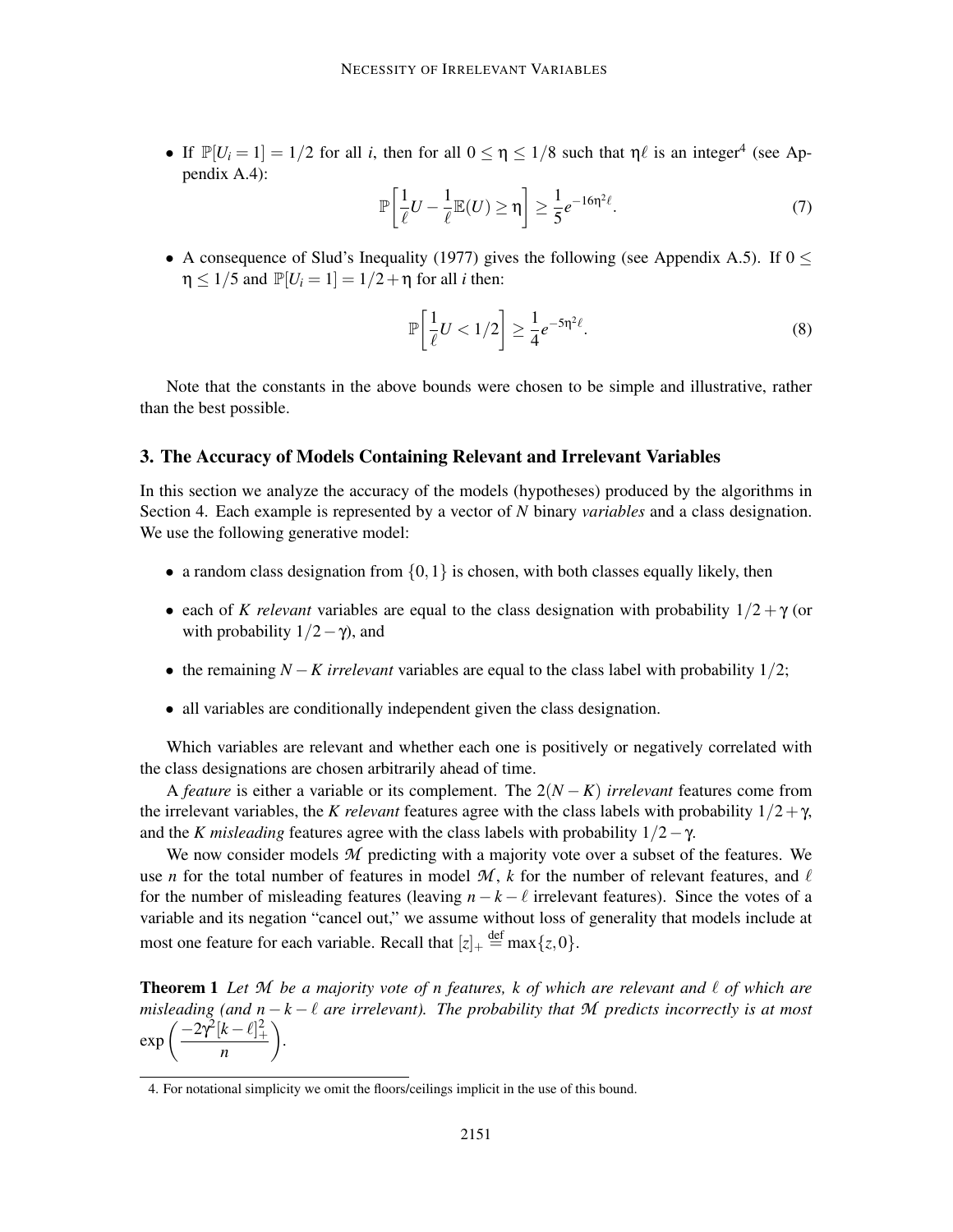- If $\mathbb{P}[U_i = 1] = 1/2$ for all $i$, then for all $0 \leq \eta \leq 1/8$ such that $\eta\ell$ is an integer[4] (see Appendix A.4):

$$\mathbb{P}\left[\frac{1}{\ell}U - \frac{1}{\ell}\mathbb{E}(U) \geq \eta\right] \geq \frac{1}{5}e^{-16\eta^2\ell}. \tag{7}$$

- A consequence of Slud's Inequality (1977) gives the following (see Appendix A.5). If $0 \leq \eta \leq 1/5$ and $\mathbb{P}[U_i = 1] = 1/2 + \eta$ for all $i$ then:

$$\mathbb{P}\left[\frac{1}{\ell}U < 1/2\right] \geq \frac{1}{4}e^{-5\eta^2\ell}. \tag{8}$$

Note that the constants in the above bounds were chosen to be simple and illustrative, rather than the best possible.

## 3. The Accuracy of Models Containing Relevant and Irrelevant Variables

In this section we analyze the accuracy of the models (hypotheses) produced by the algorithms in Section 4. Each example is represented by a vector of $N$ binary *variables* and a class designation. We use the following generative model:

- a random class designation from $\{0, 1\}$ is chosen, with both classes equally likely, then
- each of $K$ *relevant* variables are equal to the class designation with probability $1/2 + \gamma$ (or with probability $1/2 - \gamma$), and
- the remaining $N - K$ *irrelevant* variables are equal to the class label with probability $1/2$;
- all variables are conditionally independent given the class designation.

Which variables are relevant and whether each one is positively or negatively correlated with the class designations are chosen arbitrarily ahead of time.

A *feature* is either a variable or its complement. The $2(N - K)$ *irrelevant* features come from the irrelevant variables, the $K$ *relevant* features agree with the class labels with probability $1/2 + \gamma$, and the $K$ *misleading* features agree with the class labels with probability $1/2 - \gamma$.

We now consider models $\mathcal{M}$ predicting with a majority vote over a subset of the features. We use $n$ for the total number of features in model $\mathcal{M}$, $k$ for the number of relevant features, and $\ell$ for the number of misleading features (leaving $n - k - \ell$ irrelevant features). Since the votes of a variable and its negation "cancel out," we assume without loss of generality that models include at most one feature for each variable. Recall that $[z]_+ \stackrel{\text{def}}{=} \max\{z, 0\}$.

**Theorem 1** *Let $\mathcal{M}$ be a majority vote of $n$ features, $k$ of which are relevant and $\ell$ of which are misleading (and $n - k - \ell$ are irrelevant). The probability that $\mathcal{M}$ predicts incorrectly is at most $\exp\left(\frac{-2\gamma^2[k-\ell]_+^2}{n}\right)$.*

4. For notational simplicity we omit the floors/ceilings implicit in the use of this bound.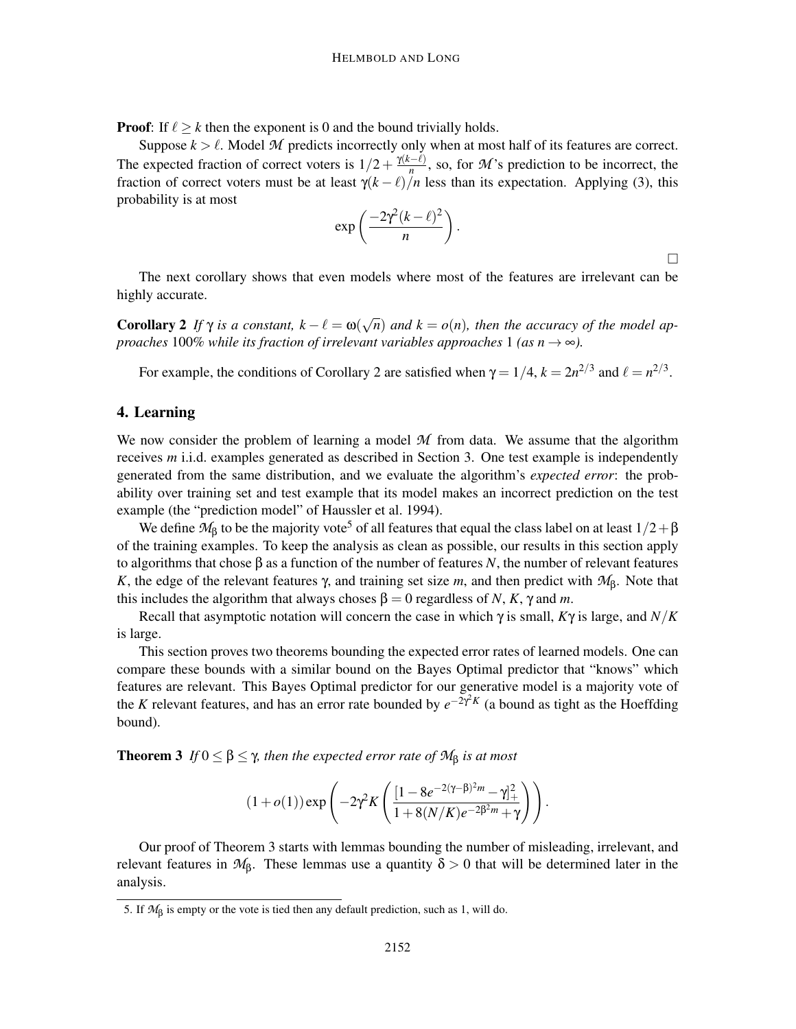**Proof**: If $\ell \geq k$ then the exponent is 0 and the bound trivially holds.

Suppose $k > \ell$. Model $\mathcal{M}$ predicts incorrectly only when at most half of its features are correct. The expected fraction of correct voters is $1/2 + \frac{\gamma(k-\ell)}{n}$, so, for $\mathcal{M}$'s prediction to be incorrect, the fraction of correct voters must be at least $\gamma(k-\ell)/n$ less than its expectation. Applying (3), this probability is at most

$$\exp\left(\frac{-2\gamma^2(k-\ell)^2}{n}\right).$$

□

The next corollary shows that even models where most of the features are irrelevant can be highly accurate.

**Corollary 2** *If $\gamma$ is a constant, $k-\ell = \omega(\sqrt{n})$ and $k = o(n)$, then the accuracy of the model approaches 100% while its fraction of irrelevant variables approaches 1 (as $n \to \infty$).*

For example, the conditions of Corollary 2 are satisfied when $\gamma = 1/4$, $k = 2n^{2/3}$ and $\ell = n^{2/3}$.

## 4. Learning

We now consider the problem of learning a model $\mathcal{M}$ from data. We assume that the algorithm receives $m$ i.i.d. examples generated as described in Section 3. One test example is independently generated from the same distribution, and we evaluate the algorithm's *expected error*: the probability over training set and test example that its model makes an incorrect prediction on the test example (the "prediction model" of Haussler et al. 1994).

We define $\mathcal{M}_\beta$ to be the majority vote[5] of all features that equal the class label on at least $1/2+\beta$ of the training examples. To keep the analysis as clean as possible, our results in this section apply to algorithms that chose $\beta$ as a function of the number of features $N$, the number of relevant features $K$, the edge of the relevant features $\gamma$, and training set size $m$, and then predict with $\mathcal{M}_\beta$. Note that this includes the algorithm that always choses $\beta = 0$ regardless of $N$, $K$, $\gamma$ and $m$.

Recall that asymptotic notation will concern the case in which $\gamma$ is small, $K\gamma$ is large, and $N/K$ is large.

This section proves two theorems bounding the expected error rates of learned models. One can compare these bounds with a similar bound on the Bayes Optimal predictor that "knows" which features are relevant. This Bayes Optimal predictor for our generative model is a majority vote of the $K$ relevant features, and has an error rate bounded by $e^{-2\gamma^2 K}$ (a bound as tight as the Hoeffding bound).

**Theorem 3** *If $0 \leq \beta \leq \gamma$, then the expected error rate of $\mathcal{M}_\beta$ is at most*

$$(1+o(1))\exp\left(-2\gamma^2 K\left(\frac{[1-8e^{-2(\gamma-\beta)^2 m}-\gamma]_+^2}{1+8(N/K)e^{-2\beta^2 m}+\gamma}\right)\right).$$

Our proof of Theorem 3 starts with lemmas bounding the number of misleading, irrelevant, and relevant features in $\mathcal{M}_\beta$. These lemmas use a quantity $\delta > 0$ that will be determined later in the analysis.

5. If $\mathcal{M}_\beta$ is empty or the vote is tied then any default prediction, such as 1, will do.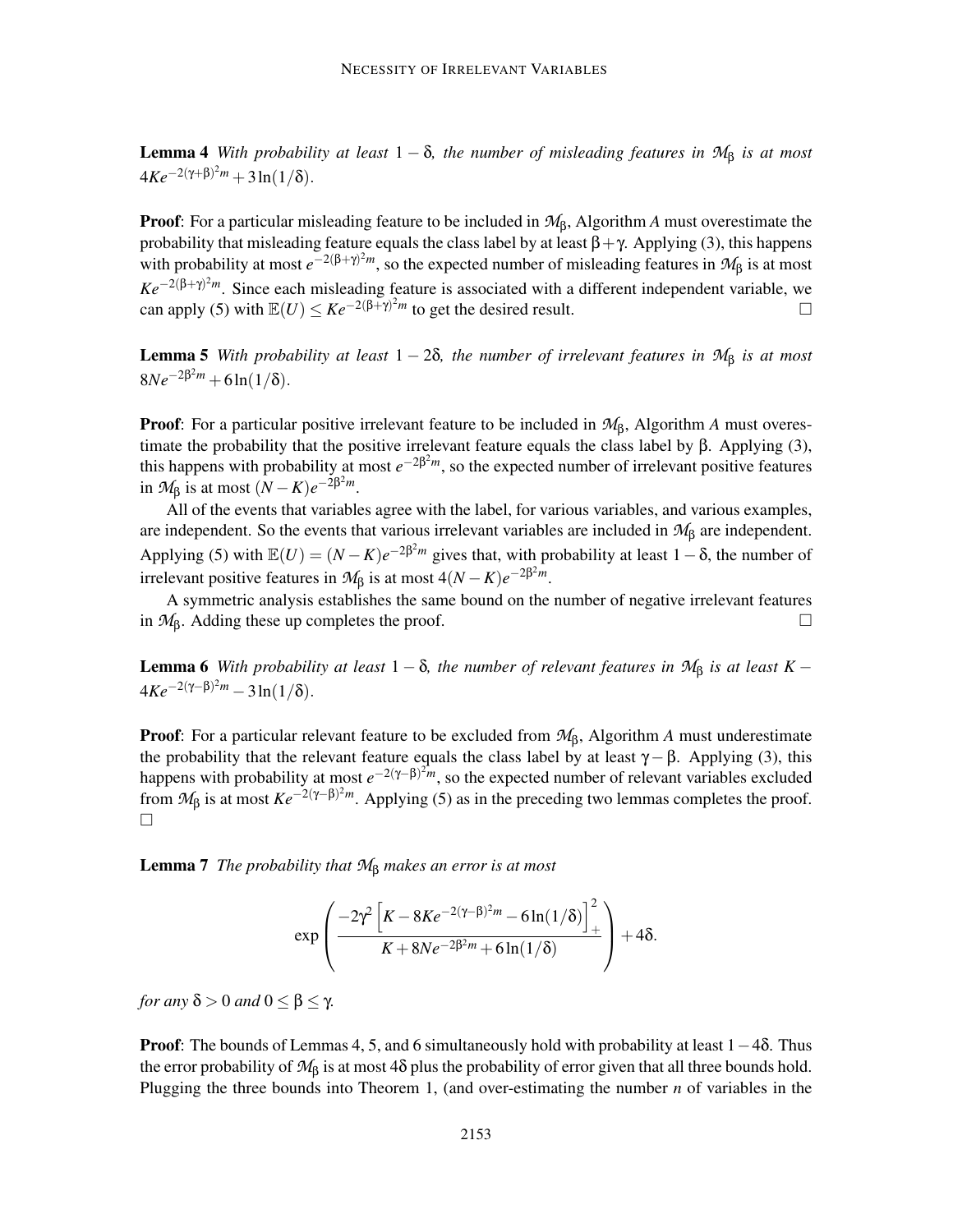**Lemma 4** *With probability at least $1-\delta$, the number of misleading features in $\mathcal{M}_\beta$ is at most $4Ke^{-2(\gamma+\beta)^2 m} + 3\ln(1/\delta)$.*

**Proof**: For a particular misleading feature to be included in $\mathcal{M}_\beta$, Algorithm $A$ must overestimate the probability that misleading feature equals the class label by at least $\beta+\gamma$. Applying (3), this happens with probability at most $e^{-2(\beta+\gamma)^2 m}$, so the expected number of misleading features in $\mathcal{M}_\beta$ is at most $Ke^{-2(\beta+\gamma)^2 m}$. Since each misleading feature is associated with a different independent variable, we can apply (5) with $\mathbb{E}(U) \le Ke^{-2(\beta+\gamma)^2 m}$ to get the desired result. □

**Lemma 5** *With probability at least $1-2\delta$, the number of irrelevant features in $\mathcal{M}_\beta$ is at most $8Ne^{-2\beta^2 m} + 6\ln(1/\delta)$.*

**Proof**: For a particular positive irrelevant feature to be included in $\mathcal{M}_\beta$, Algorithm $A$ must overestimate the probability that the positive irrelevant feature equals the class label by $\beta$. Applying (3), this happens with probability at most $e^{-2\beta^2 m}$, so the expected number of irrelevant positive features in $\mathcal{M}_\beta$ is at most $(N-K)e^{-2\beta^2 m}$.

All of the events that variables agree with the label, for various variables, and various examples, are independent. So the events that various irrelevant variables are included in $\mathcal{M}_\beta$ are independent. Applying (5) with $\mathbb{E}(U) = (N-K)e^{-2\beta^2 m}$ gives that, with probability at least $1-\delta$, the number of irrelevant positive features in $\mathcal{M}_\beta$ is at most $4(N-K)e^{-2\beta^2 m}$.

A symmetric analysis establishes the same bound on the number of negative irrelevant features in $\mathcal{M}_\beta$. Adding these up completes the proof. □

**Lemma 6** *With probability at least $1-\delta$, the number of relevant features in $\mathcal{M}_\beta$ is at least $K - 4Ke^{-2(\gamma-\beta)^2 m} - 3\ln(1/\delta)$.*

**Proof**: For a particular relevant feature to be excluded from $\mathcal{M}_\beta$, Algorithm $A$ must underestimate the probability that the relevant feature equals the class label by at least $\gamma-\beta$. Applying (3), this happens with probability at most $e^{-2(\gamma-\beta)^2 m}$, so the expected number of relevant variables excluded from $\mathcal{M}_\beta$ is at most $Ke^{-2(\gamma-\beta)^2 m}$. Applying (5) as in the preceding two lemmas completes the proof. □

**Lemma 7** *The probability that $\mathcal{M}_\beta$ makes an error is at most*

$$\exp\left( \frac{-2\gamma^2 \left[ K - 8Ke^{-2(\gamma-\beta)^2 m} - 6\ln(1/\delta) \right]_+^2}{K + 8Ne^{-2\beta^2 m} + 6\ln(1/\delta)} \right) + 4\delta.$$

*for any $\delta > 0$ and $0 \le \beta \le \gamma$.*

**Proof**: The bounds of Lemmas 4, 5, and 6 simultaneously hold with probability at least $1-4\delta$. Thus the error probability of $\mathcal{M}_\beta$ is at most $4\delta$ plus the probability of error given that all three bounds hold. Plugging the three bounds into Theorem 1, (and over-estimating the number $n$ of variables in the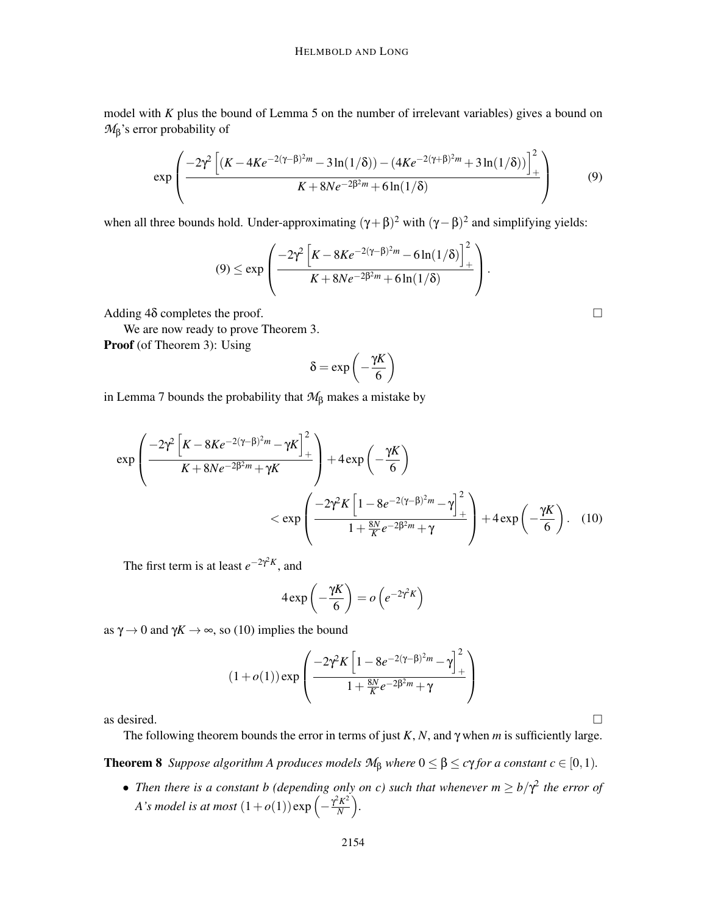model with $K$ plus the bound of Lemma 5 on the number of irrelevant variables) gives a bound on $\mathcal{M}_\beta$'s error probability of

$$\exp\left(\frac{-2\gamma^2\left[\left(K-4Ke^{-2(\gamma-\beta)^2m}-3\ln(1/\delta)\right)-\left(4Ke^{-2(\gamma+\beta)^2m}+3\ln(1/\delta)\right)\right]_+^2}{K+8Ne^{-2\beta^2m}+6\ln(1/\delta)}\right) \tag{9}$$

when all three bounds hold. Under-approximating $(\gamma+\beta)^2$ with $(\gamma-\beta)^2$ and simplifying yields:

$$(9) \leq \exp\left(\frac{-2\gamma^2\left[K-8Ke^{-2(\gamma-\beta)^2m}-6\ln(1/\delta)\right]_+^2}{K+8Ne^{-2\beta^2m}+6\ln(1/\delta)}\right).$$

Adding $4\delta$ completes the proof. □

We are now ready to prove Theorem 3.

**Proof** (of Theorem 3): Using

$$\delta = \exp\left(-\frac{\gamma K}{6}\right)$$

in Lemma 7 bounds the probability that $\mathcal{M}_\beta$ makes a mistake by

$$\exp\left(\frac{-2\gamma^2\left[K-8Ke^{-2(\gamma-\beta)^2m}-\gamma K\right]_+^2}{K+8Ne^{-2\beta^2m}+\gamma K}\right)+4\exp\left(-\frac{\gamma K}{6}\right)$$

$$< \exp\left(\frac{-2\gamma^2 K\left[1-8e^{-2(\gamma-\beta)^2m}-\gamma\right]_+^2}{1+\frac{8N}{K}e^{-2\beta^2m}+\gamma}\right)+4\exp\left(-\frac{\gamma K}{6}\right). \tag{10}$$

The first term is at least $e^{-2\gamma^2 K}$, and

$$4\exp\left(-\frac{\gamma K}{6}\right) = o\left(e^{-2\gamma^2 K}\right)$$

as $\gamma \to 0$ and $\gamma K \to \infty$, so (10) implies the bound

$$(1+o(1))\exp\left(\frac{-2\gamma^2 K\left[1-8e^{-2(\gamma-\beta)^2m}-\gamma\right]_+^2}{1+\frac{8N}{K}e^{-2\beta^2m}+\gamma}\right)$$

as desired. □

The following theorem bounds the error in terms of just $K$, $N$, and $\gamma$ when $m$ is sufficiently large.

**Theorem 8** *Suppose algorithm A produces models $\mathcal{M}_\beta$ where $0 \leq \beta \leq c\gamma$ for a constant $c \in [0,1)$.*

- *Then there is a constant $b$ (depending only on $c$) such that whenever $m \geq b/\gamma^2$ the error of A's model is at most $(1+o(1))\exp\left(-\frac{\gamma^2K^2}{N}\right)$.*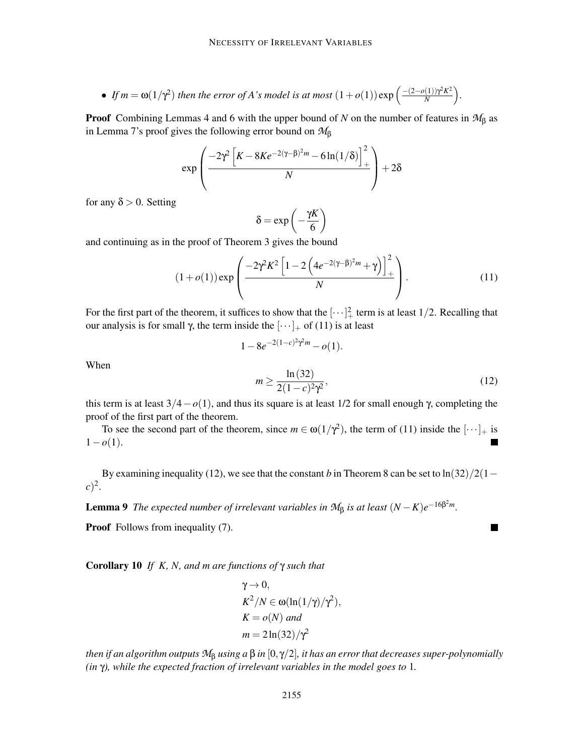- *If $m = \omega(1/\gamma^2)$ then the error of A's model is at most $(1+o(1))\exp\left(\frac{-(2-o(1))\gamma^2 K^2}{N}\right)$.*

**Proof** Combining Lemmas 4 and 6 with the upper bound of $N$ on the number of features in $\mathcal{M}_\beta$ as in Lemma 7's proof gives the following error bound on $\mathcal{M}_\beta$

$$\exp\left(\frac{-2\gamma^2\left[K - 8Ke^{-2(\gamma-\beta)^2 m} - 6\ln(1/\delta)\right]_+^2}{N}\right) + 2\delta$$

for any $\delta > 0$. Setting

$$\delta = \exp\left(-\frac{\gamma K}{6}\right)$$

and continuing as in the proof of Theorem 3 gives the bound

$$(1+o(1))\exp\left(\frac{-2\gamma^2 K^2\left[1 - 2\left(4e^{-2(\gamma-\beta)^2 m} + \gamma\right)\right]_+^2}{N}\right). \tag{11}$$

For the first part of the theorem, it suffices to show that the $[\cdots]_+^2$ term is at least $1/2$. Recalling that our analysis is for small $\gamma$, the term inside the $[\cdots]_+$ of (11) is at least

$$1 - 8e^{-2(1-c)^2\gamma^2 m} - o(1).$$

When

$$m \geq \frac{\ln(32)}{2(1-c)^2\gamma^2}, \tag{12}$$

this term is at least $3/4 - o(1)$, and thus its square is at least 1/2 for small enough $\gamma$, completing the proof of the first part of the theorem.

To see the second part of the theorem, since $m \in \omega(1/\gamma^2)$, the term of (11) inside the $[\cdots]_+$ is $1 - o(1)$. ■

By examining inequality (12), we see that the constant $b$ in Theorem 8 can be set to $\ln(32)/2(1-c)^2$.

**Lemma 9** *The expected number of irrelevant variables in $\mathcal{M}_\beta$ is at least $(N-K)e^{-16\beta^2 m}$.*

**Proof** Follows from inequality (7). ■

**Corollary 10** *If $K$, $N$, and $m$ are functions of $\gamma$ such that*

$$\gamma \to 0,$$
$$K^2/N \in \omega(\ln(1/\gamma)/\gamma^2),$$
$$K = o(N) \text{ and}$$
$$m = 2\ln(32)/\gamma^2$$

*then if an algorithm outputs $\mathcal{M}_\beta$ using a $\beta$ in $[0, \gamma/2]$, it has an error that decreases super-polynomially (in $\gamma$), while the expected fraction of irrelevant variables in the model goes to 1.*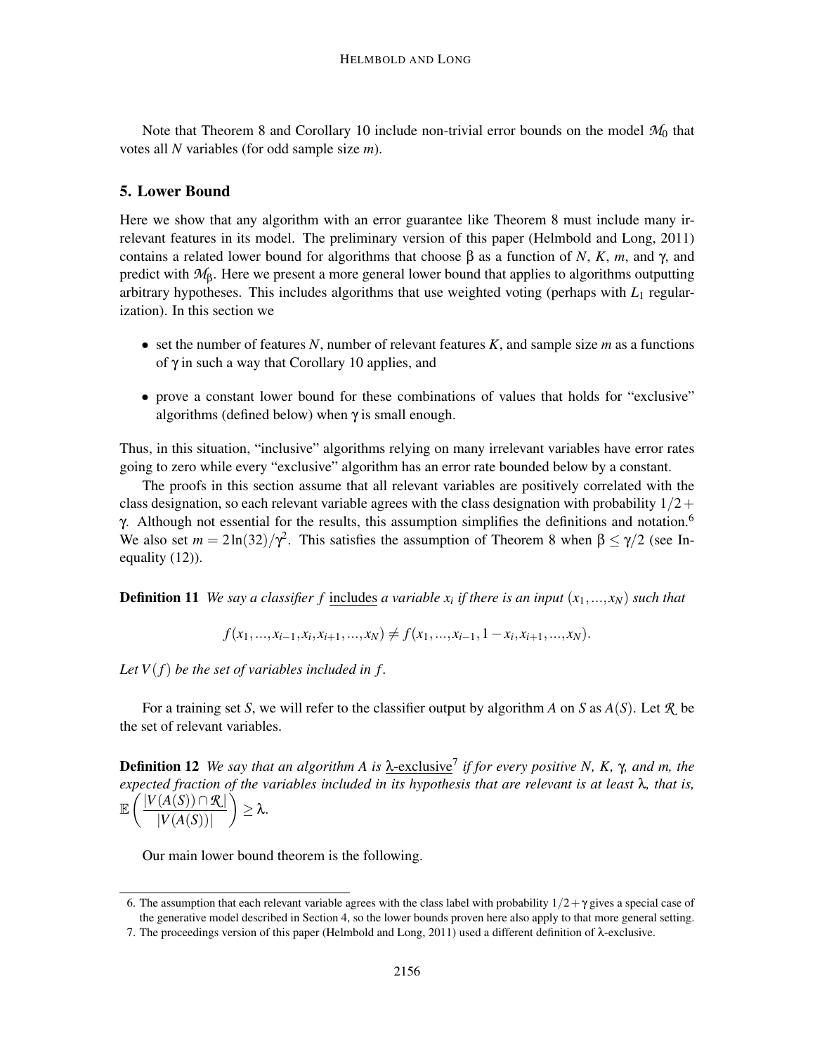Note that Theorem 8 and Corollary 10 include non-trivial error bounds on the model $\mathcal{M}_0$ that votes all $N$ variables (for odd sample size $m$).

## 5. Lower Bound

Here we show that any algorithm with an error guarantee like Theorem 8 must include many irrelevant features in its model. The preliminary version of this paper (Helmbold and Long, 2011) contains a related lower bound for algorithms that choose $\beta$ as a function of $N$, $K$, $m$, and $\gamma$, and predict with $\mathcal{M}_\beta$. Here we present a more general lower bound that applies to algorithms outputting arbitrary hypotheses. This includes algorithms that use weighted voting (perhaps with $L_1$ regularization). In this section we

- set the number of features $N$, number of relevant features $K$, and sample size $m$ as a functions of $\gamma$ in such a way that Corollary 10 applies, and
- prove a constant lower bound for these combinations of values that holds for "exclusive" algorithms (defined below) when $\gamma$ is small enough.

Thus, in this situation, "inclusive" algorithms relying on many irrelevant variables have error rates going to zero while every "exclusive" algorithm has an error rate bounded below by a constant.

The proofs in this section assume that all relevant variables are positively correlated with the class designation, so each relevant variable agrees with the class designation with probability $1/2 + \gamma$. Although not essential for the results, this assumption simplifies the definitions and notation.[6] We also set $m = 2\ln(32)/\gamma^2$. This satisfies the assumption of Theorem 8 when $\beta \leq \gamma/2$ (see Inequality (12)).

**Definition 11** *We say a classifier $f$ includes a variable $x_i$ if there is an input $(x_1, ..., x_N)$ such that*

$$f(x_1, ..., x_{i-1}, x_i, x_{i+1}, ..., x_N) \neq f(x_1, ..., x_{i-1}, 1 - x_i, x_{i+1}, ..., x_N).$$

*Let $V(f)$ be the set of variables included in $f$.*

For a training set $S$, we will refer to the classifier output by algorithm $A$ on $S$ as $A(S)$. Let $\mathcal{R}$ be the set of relevant variables.

**Definition 12** *We say that an algorithm $A$ is $\lambda$-exclusive[7] if for every positive $N$, $K$, $\gamma$, and $m$, the expected fraction of the variables included in its hypothesis that are relevant is at least $\lambda$, that is, $\mathbb{E}\left(\frac{|V(A(S)) \cap \mathcal{R}|}{|V(A(S))|}\right) \geq \lambda$.*

Our main lower bound theorem is the following.

6. The assumption that each relevant variable agrees with the class label with probability $1/2 + \gamma$ gives a special case of the generative model described in Section 4, so the lower bounds proven here also apply to that more general setting.

7. The proceedings version of this paper (Helmbold and Long, 2011) used a different definition of $\lambda$-exclusive.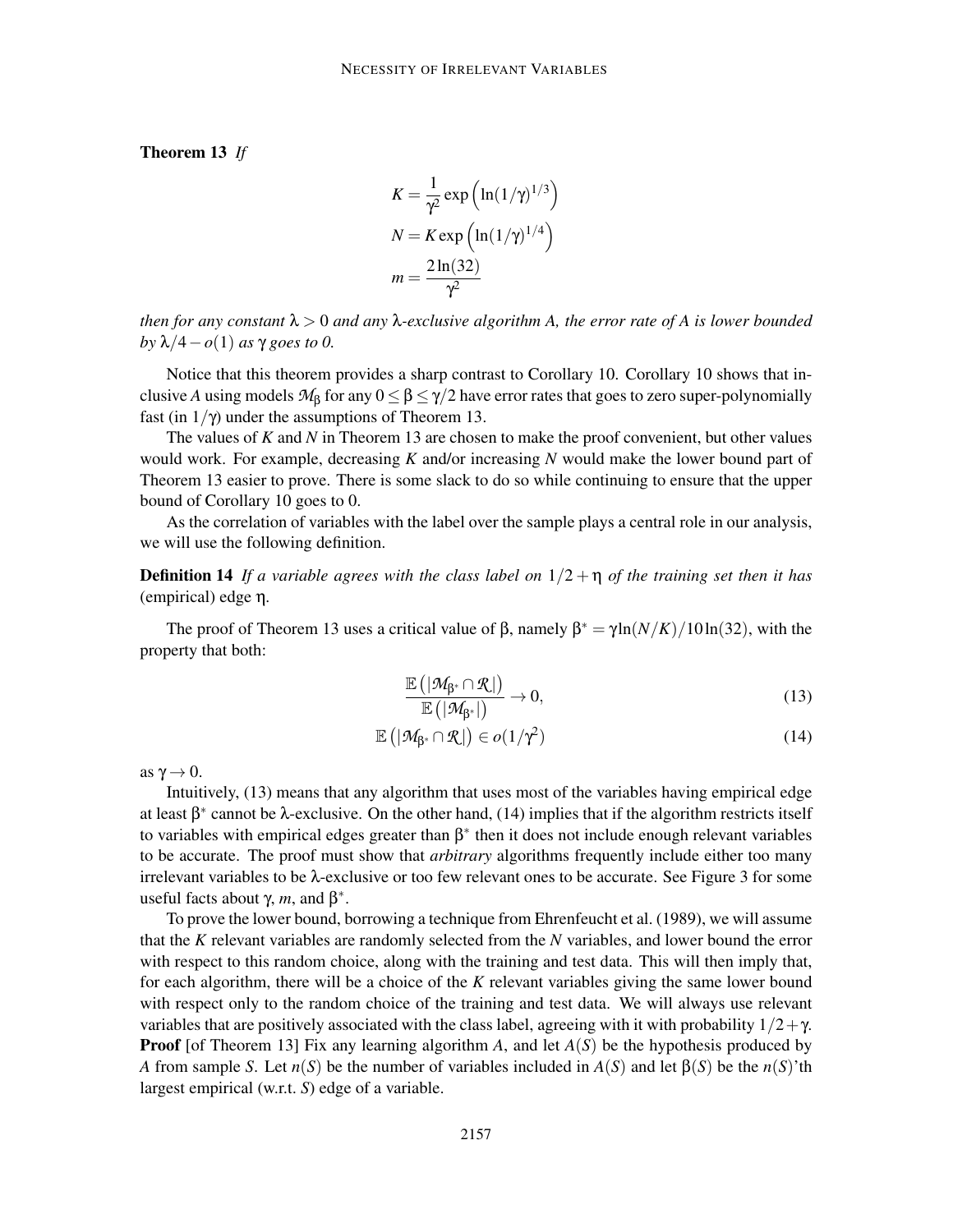**Theorem 13** *If*

$$K = \frac{1}{\gamma^2} \exp\left(\ln(1/\gamma)^{1/3}\right)$$
$$N = K \exp\left(\ln(1/\gamma)^{1/4}\right)$$
$$m = \frac{2\ln(32)}{\gamma^2}$$

*then for any constant $\lambda > 0$ and any $\lambda$-exclusive algorithm $A$, the error rate of $A$ is lower bounded by $\lambda/4 - o(1)$ as $\gamma$ goes to 0.*

Notice that this theorem provides a sharp contrast to Corollary 10. Corollary 10 shows that inclusive $A$ using models $\mathcal{M}_\beta$ for any $0 \le \beta \le \gamma/2$ have error rates that goes to zero super-polynomially fast (in $1/\gamma$) under the assumptions of Theorem 13.

The values of $K$ and $N$ in Theorem 13 are chosen to make the proof convenient, but other values would work. For example, decreasing $K$ and/or increasing $N$ would make the lower bound part of Theorem 13 easier to prove. There is some slack to do so while continuing to ensure that the upper bound of Corollary 10 goes to 0.

As the correlation of variables with the label over the sample plays a central role in our analysis, we will use the following definition.

**Definition 14** *If a variable agrees with the class label on $1/2 + \eta$ of the training set then it has* (empirical) edge $\eta$.

The proof of Theorem 13 uses a critical value of $\beta$, namely $\beta^* = \gamma \ln(N/K)/10\ln(32)$, with the property that both:

$$\frac{\mathbb{E}\left(|\mathcal{M}_{\beta^*} \cap \mathcal{R}|\right)}{\mathbb{E}\left(|\mathcal{M}_{\beta^*}|\right)} \to 0, \tag{13}$$

$$\mathbb{E}\left(|\mathcal{M}_{\beta^*} \cap \mathcal{R}|\right) \in o(1/\gamma^2) \tag{14}$$

as $\gamma \to 0$.

Intuitively, (13) means that any algorithm that uses most of the variables having empirical edge at least $\beta^*$ cannot be $\lambda$-exclusive. On the other hand, (14) implies that if the algorithm restricts itself to variables with empirical edges greater than $\beta^*$ then it does not include enough relevant variables to be accurate. The proof must show that *arbitrary* algorithms frequently include either too many irrelevant variables to be $\lambda$-exclusive or too few relevant ones to be accurate. See Figure 3 for some useful facts about $\gamma$, $m$, and $\beta^*$.

To prove the lower bound, borrowing a technique from Ehrenfeucht et al. (1989), we will assume that the $K$ relevant variables are randomly selected from the $N$ variables, and lower bound the error with respect to this random choice, along with the training and test data. This will then imply that, for each algorithm, there will be a choice of the $K$ relevant variables giving the same lower bound with respect only to the random choice of the training and test data. We will always use relevant variables that are positively associated with the class label, agreeing with it with probability $1/2 + \gamma$.

**Proof** [of Theorem 13] Fix any learning algorithm $A$, and let $A(S)$ be the hypothesis produced by $A$ from sample $S$. Let $n(S)$ be the number of variables included in $A(S)$ and let $\beta(S)$ be the $n(S)$'th largest empirical (w.r.t. $S$) edge of a variable.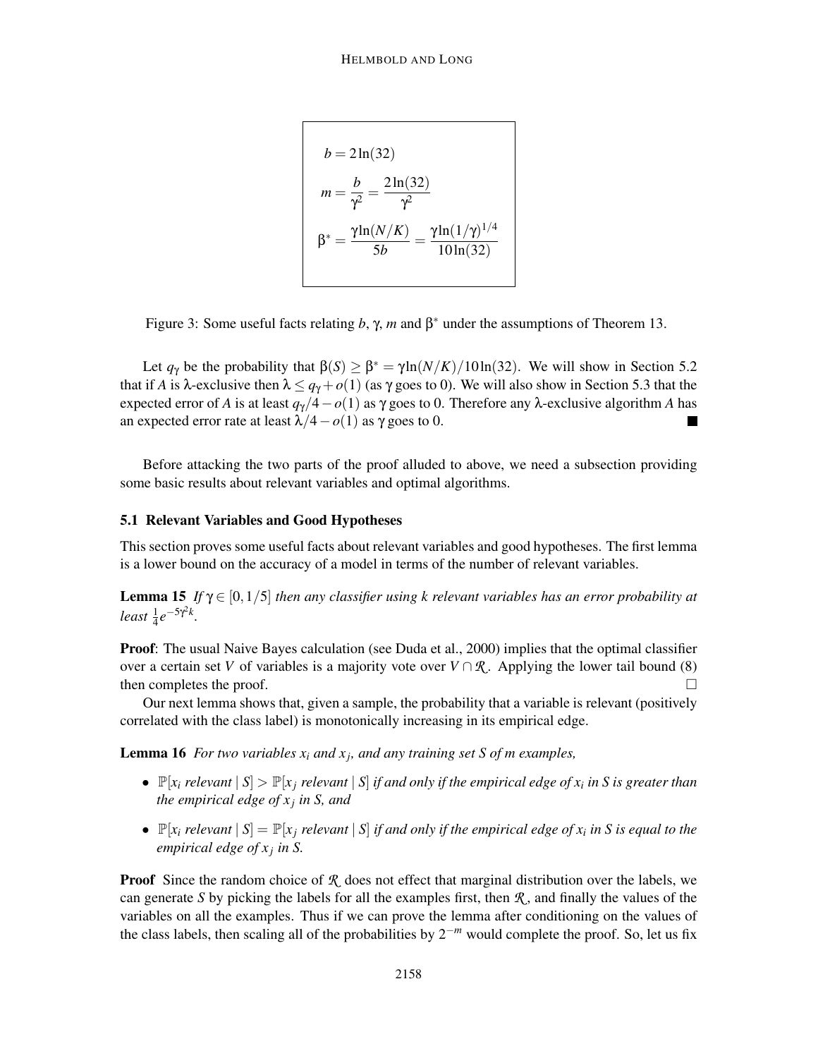$$b = 2\ln(32)$$

$$m = \frac{b}{\gamma^2} = \frac{2\ln(32)}{\gamma^2}$$

$$\beta^* = \frac{\gamma \ln(N/K)}{5b} = \frac{\gamma \ln(1/\gamma)^{1/4}}{10\ln(32)}$$

Figure 3: Some useful facts relating $b$, $\gamma$, $m$ and $\beta^*$ under the assumptions of Theorem 13.

Let $q_\gamma$ be the probability that $\beta(S) \geq \beta^* = \gamma \ln(N/K)/10\ln(32)$. We will show in Section 5.2 that if $A$ is $\lambda$-exclusive then $\lambda \leq q_\gamma + o(1)$ (as $\gamma$ goes to 0). We will also show in Section 5.3 that the expected error of $A$ is at least $q_\gamma/4 - o(1)$ as $\gamma$ goes to 0. Therefore any $\lambda$-exclusive algorithm $A$ has an expected error rate at least $\lambda/4 - o(1)$ as $\gamma$ goes to 0. ■

Before attacking the two parts of the proof alluded to above, we need a subsection providing some basic results about relevant variables and optimal algorithms.

### 5.1 Relevant Variables and Good Hypotheses

This section proves some useful facts about relevant variables and good hypotheses. The first lemma is a lower bound on the accuracy of a model in terms of the number of relevant variables.

**Lemma 15** *If $\gamma \in [0, 1/5]$ then any classifier using $k$ relevant variables has an error probability at least $\frac{1}{4}e^{-5\gamma^2 k}$.*

**Proof**: The usual Naive Bayes calculation (see Duda et al., 2000) implies that the optimal classifier over a certain set $V$ of variables is a majority vote over $V \cap \mathcal{R}$. Applying the lower tail bound (8) then completes the proof. □

Our next lemma shows that, given a sample, the probability that a variable is relevant (positively correlated with the class label) is monotonically increasing in its empirical edge.

**Lemma 16** *For two variables $x_i$ and $x_j$, and any training set $S$ of $m$ examples,*

- *$\mathbb{P}[x_i \text{ relevant} \mid S] > \mathbb{P}[x_j \text{ relevant} \mid S]$ if and only if the empirical edge of $x_i$ in $S$ is greater than the empirical edge of $x_j$ in $S$, and*
- *$\mathbb{P}[x_i \text{ relevant} \mid S] = \mathbb{P}[x_j \text{ relevant} \mid S]$ if and only if the empirical edge of $x_i$ in $S$ is equal to the empirical edge of $x_j$ in $S$.*

**Proof** Since the random choice of $\mathcal{R}$ does not effect that marginal distribution over the labels, we can generate $S$ by picking the labels for all the examples first, then $\mathcal{R}$, and finally the values of the variables on all the examples. Thus if we can prove the lemma after conditioning on the values of the class labels, then scaling all of the probabilities by $2^{-m}$ would complete the proof. So, let us fix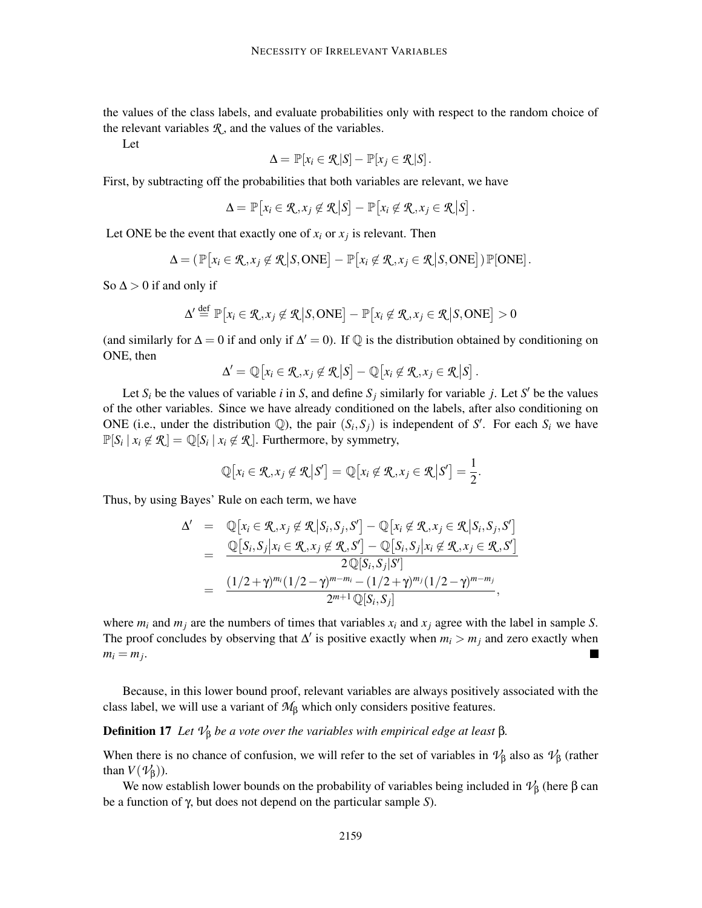the values of the class labels, and evaluate probabilities only with respect to the random choice of the relevant variables $\mathcal{R}$, and the values of the variables.

Let

$$\Delta = \mathbb{P}[x_i \in \mathcal{R}|S] - \mathbb{P}[x_j \in \mathcal{R}|S].$$

First, by subtracting off the probabilities that both variables are relevant, we have

$$\Delta = \mathbb{P}\big[x_i \in \mathcal{R}, x_j \notin \mathcal{R}\big|S\big] - \mathbb{P}\big[x_i \notin \mathcal{R}, x_j \in \mathcal{R}\big|S\big].$$

Let ONE be the event that exactly one of $x_i$ or $x_j$ is relevant. Then

$$\Delta = \left(\mathbb{P}\big[x_i \in \mathcal{R}, x_j \notin \mathcal{R}\big|S, \text{ONE}\big] - \mathbb{P}\big[x_i \notin \mathcal{R}, x_j \in \mathcal{R}\big|S, \text{ONE}\big]\right)\mathbb{P}[\text{ONE}].$$

So $\Delta > 0$ if and only if

$$\Delta' \stackrel{\text{def}}{=} \mathbb{P}\big[x_i \in \mathcal{R}, x_j \notin \mathcal{R}\big|S, \text{ONE}\big] - \mathbb{P}\big[x_i \notin \mathcal{R}, x_j \in \mathcal{R}\big|S, \text{ONE}\big] > 0$$

(and similarly for $\Delta = 0$ if and only if $\Delta' = 0$). If $\mathbb{Q}$ is the distribution obtained by conditioning on ONE, then

$$\Delta' = \mathbb{Q}\big[x_i \in \mathcal{R}, x_j \notin \mathcal{R}\big|S\big] - \mathbb{Q}\big[x_i \notin \mathcal{R}, x_j \in \mathcal{R}\big|S\big].$$

Let $S_i$ be the values of variable $i$ in $S$, and define $S_j$ similarly for variable $j$. Let $S'$ be the values of the other variables. Since we have already conditioned on the labels, after also conditioning on ONE (i.e., under the distribution $\mathbb{Q}$), the pair $(S_i, S_j)$ is independent of $S'$. For each $S_i$ we have $\mathbb{P}[S_i \mid x_i \notin \mathcal{R}] = \mathbb{Q}[S_i \mid x_i \notin \mathcal{R}]$. Furthermore, by symmetry,

$$\mathbb{Q}\big[x_i \in \mathcal{R}, x_j \notin \mathcal{R}\big|S'\big] = \mathbb{Q}\big[x_i \notin \mathcal{R}, x_j \in \mathcal{R}\big|S'\big] = \frac{1}{2}.$$

Thus, by using Bayes' Rule on each term, we have

$$\begin{aligned}
\Delta' &= \mathbb{Q}\big[x_i \in \mathcal{R}, x_j \notin \mathcal{R}\big|S_i, S_j, S'\big] - \mathbb{Q}\big[x_i \notin \mathcal{R}, x_j \in \mathcal{R}\big|S_i, S_j, S'\big] \\
&= \frac{\mathbb{Q}\big[S_i, S_j\big|x_i \in \mathcal{R}, x_j \notin \mathcal{R}, S'\big] - \mathbb{Q}\big[S_i, S_j\big|x_i \notin \mathcal{R}, x_j \in \mathcal{R}, S'\big]}{2\,\mathbb{Q}[S_i, S_j|S']} \\
&= \frac{(1/2+\gamma)^{m_i}(1/2-\gamma)^{m-m_i} - (1/2+\gamma)^{m_j}(1/2-\gamma)^{m-m_j}}{2^{m+1}\,\mathbb{Q}[S_i, S_j]},
\end{aligned}$$

where $m_i$ and $m_j$ are the numbers of times that variables $x_i$ and $x_j$ agree with the label in sample $S$. The proof concludes by observing that $\Delta'$ is positive exactly when $m_i > m_j$ and zero exactly when $m_i = m_j$. ∎

Because, in this lower bound proof, relevant variables are always positively associated with the class label, we will use a variant of $\mathcal{M}_\beta$ which only considers positive features.

**Definition 17** *Let $\mathcal{V}_\beta$ be a vote over the variables with empirical edge at least $\beta$.*

When there is no chance of confusion, we will refer to the set of variables in $\mathcal{V}_\beta$ also as $\mathcal{V}_\beta$ (rather than $V(\mathcal{V}_\beta)$).

We now establish lower bounds on the probability of variables being included in $\mathcal{V}_\beta$ (here $\beta$ can be a function of $\gamma$, but does not depend on the particular sample $S$).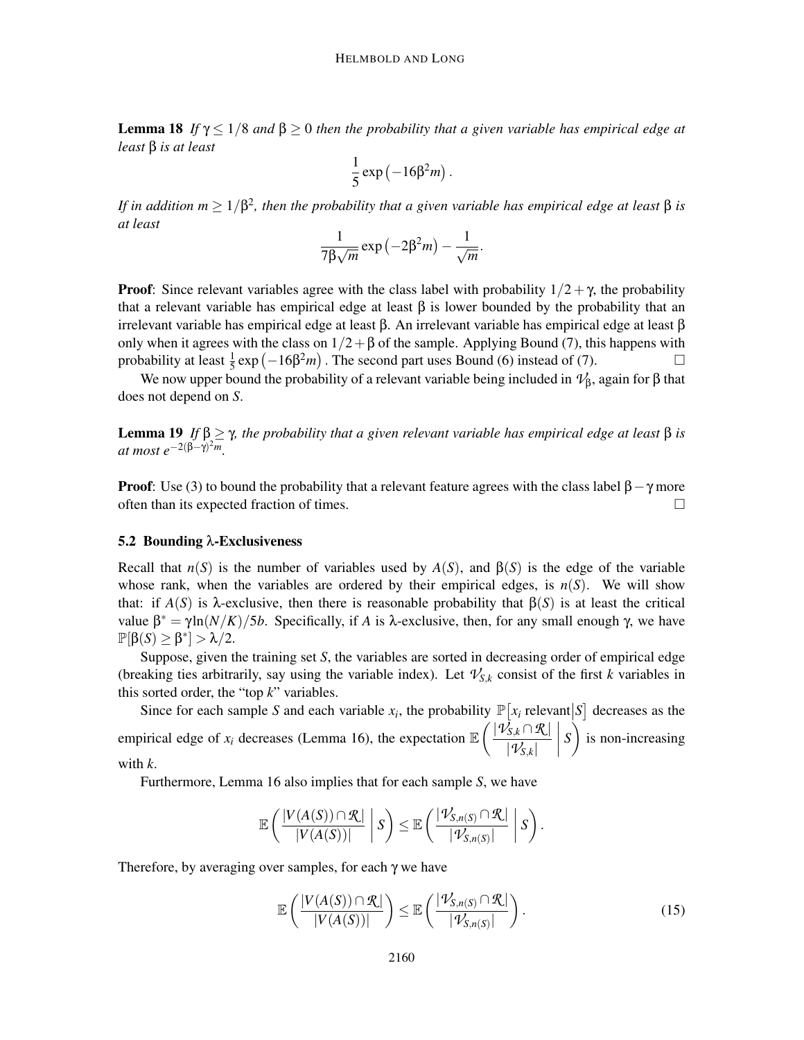**Lemma 18** *If $\gamma \leq 1/8$ and $\beta \geq 0$ then the probability that a given variable has empirical edge at least $\beta$ is at least*

$$\frac{1}{5}\exp\left(-16\beta^2 m\right).$$

*If in addition $m \geq 1/\beta^2$, then the probability that a given variable has empirical edge at least $\beta$ is at least*

$$\frac{1}{7\beta\sqrt{m}}\exp\left(-2\beta^2 m\right) - \frac{1}{\sqrt{m}}.$$

**Proof**: Since relevant variables agree with the class label with probability $1/2+\gamma$, the probability that a relevant variable has empirical edge at least $\beta$ is lower bounded by the probability that an irrelevant variable has empirical edge at least $\beta$. An irrelevant variable has empirical edge at least $\beta$ only when it agrees with the class on $1/2+\beta$ of the sample. Applying Bound (7), this happens with probability at least $\frac{1}{5}\exp\left(-16\beta^2 m\right)$. The second part uses Bound (6) instead of (7). $\square$

We now upper bound the probability of a relevant variable being included in $\mathcal{V}_\beta$, again for $\beta$ that does not depend on $S$.

**Lemma 19** *If $\beta \geq \gamma$, the probability that a given relevant variable has empirical edge at least $\beta$ is at most $e^{-2(\beta-\gamma)^2 m}$.*

**Proof**: Use (3) to bound the probability that a relevant feature agrees with the class label $\beta-\gamma$ more often than its expected fraction of times. $\square$

### 5.2 Bounding $\lambda$-Exclusiveness

Recall that $n(S)$ is the number of variables used by $A(S)$, and $\beta(S)$ is the edge of the variable whose rank, when the variables are ordered by their empirical edges, is $n(S)$. We will show that: if $A(S)$ is $\lambda$-exclusive, then there is reasonable probability that $\beta(S)$ is at least the critical value $\beta^* = \gamma \ln(N/K)/5b$. Specifically, if $A$ is $\lambda$-exclusive, then, for any small enough $\gamma$, we have $\mathbb{P}[\beta(S) \geq \beta^*] > \lambda/2$.

Suppose, given the training set $S$, the variables are sorted in decreasing order of empirical edge (breaking ties arbitrarily, say using the variable index). Let $\mathcal{V}_{S,k}$ consist of the first $k$ variables in this sorted order, the "top $k$" variables.

Since for each sample $S$ and each variable $x_i$, the probability $\mathbb{P}\left[x_i \text{ relevant} \middle| S\right]$ decreases as the empirical edge of $x_i$ decreases (Lemma 16), the expectation $\mathbb{E}\left(\frac{|\mathcal{V}_{S,k} \cap \mathcal{R}|}{|\mathcal{V}_{S,k}|} \,\middle|\, S\right)$ is non-increasing with $k$.

Furthermore, Lemma 16 also implies that for each sample $S$, we have

$$\mathbb{E}\left(\frac{|V(A(S)) \cap \mathcal{R}|}{|V(A(S))|} \,\middle|\, S\right) \leq \mathbb{E}\left(\frac{|\mathcal{V}_{S,n(S)} \cap \mathcal{R}|}{|\mathcal{V}_{S,n(S)}|} \,\middle|\, S\right).$$

Therefore, by averaging over samples, for each $\gamma$ we have

$$\mathbb{E}\left(\frac{|V(A(S)) \cap \mathcal{R}|}{|V(A(S))|}\right) \leq \mathbb{E}\left(\frac{|\mathcal{V}_{S,n(S)} \cap \mathcal{R}|}{|\mathcal{V}_{S,n(S)}|}\right). \tag{15}$$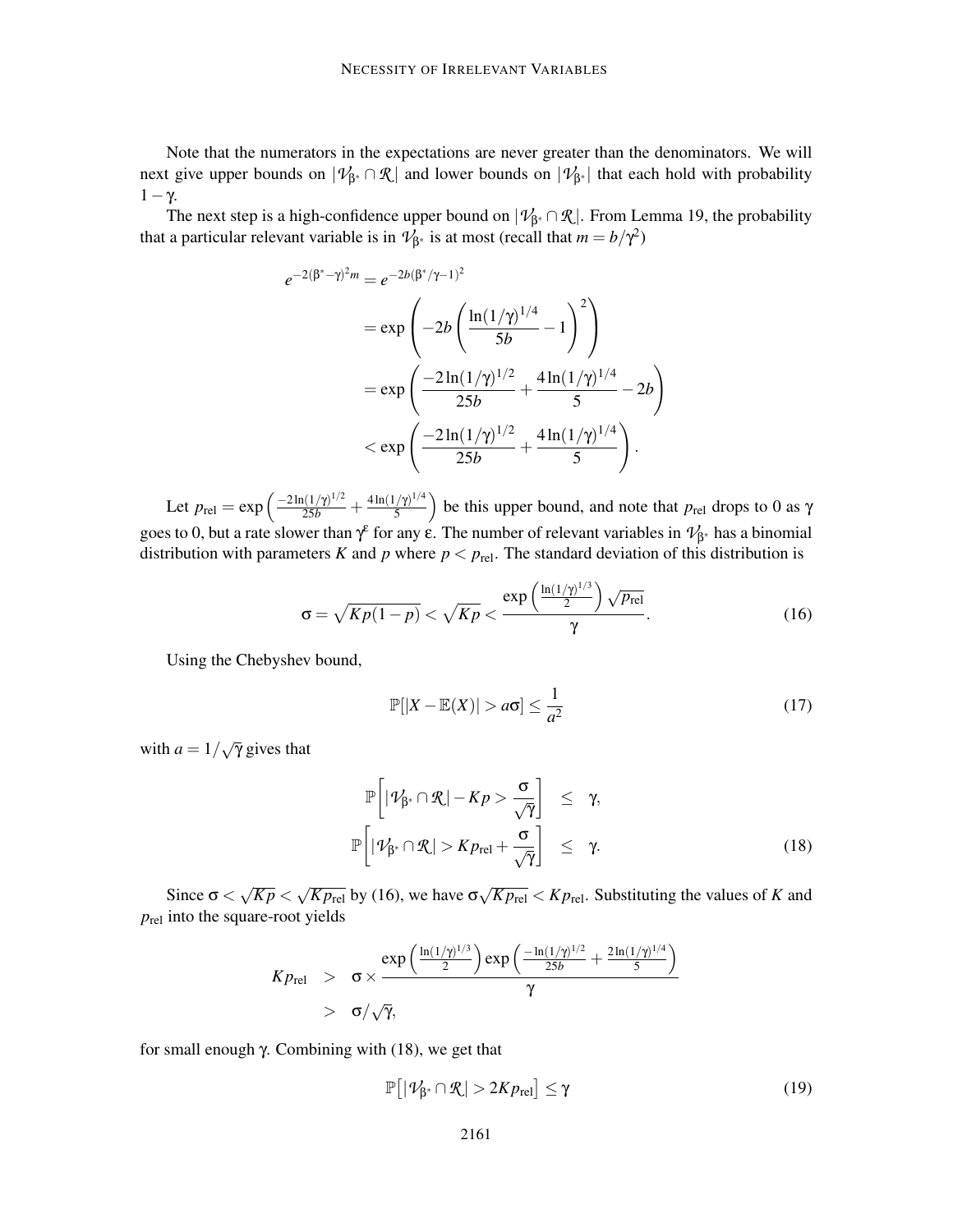Note that the numerators in the expectations are never greater than the denominators. We will next give upper bounds on $|\mathcal{V}_{\beta^*} \cap \mathcal{R}|$ and lower bounds on $|\mathcal{V}_{\beta^*}|$ that each hold with probability $1-\gamma$.

The next step is a high-confidence upper bound on $|\mathcal{V}_{\beta^*} \cap \mathcal{R}|$. From Lemma 19, the probability that a particular relevant variable is in $\mathcal{V}_{\beta^*}$ is at most (recall that $m = b/\gamma^2$)

$$
\begin{aligned}
e^{-2(\beta^*-\gamma)^2 m} &= e^{-2b(\beta^*/\gamma-1)^2} \\
&= \exp\left(-2b\left(\frac{\ln(1/\gamma)^{1/4}}{5b} - 1\right)^2\right) \\
&= \exp\left(\frac{-2\ln(1/\gamma)^{1/2}}{25b} + \frac{4\ln(1/\gamma)^{1/4}}{5} - 2b\right) \\
&< \exp\left(\frac{-2\ln(1/\gamma)^{1/2}}{25b} + \frac{4\ln(1/\gamma)^{1/4}}{5}\right).
\end{aligned}
$$

Let $p_{\text{rel}} = \exp\left(\frac{-2\ln(1/\gamma)^{1/2}}{25b} + \frac{4\ln(1/\gamma)^{1/4}}{5}\right)$ be this upper bound, and note that $p_{\text{rel}}$ drops to 0 as $\gamma$ goes to 0, but a rate slower than $\gamma^\varepsilon$ for any $\varepsilon$. The number of relevant variables in $\mathcal{V}_{\beta^*}$ has a binomial distribution with parameters $K$ and $p$ where $p < p_{\text{rel}}$. The standard deviation of this distribution is

$$
\sigma = \sqrt{Kp(1-p)} < \sqrt{Kp} < \frac{\exp\left(\frac{\ln(1/\gamma)^{1/3}}{2}\right)\sqrt{p_{\text{rel}}}}{\gamma}. \tag{16}
$$

Using the Chebyshev bound,

$$
\mathbb{P}[|X - \mathbb{E}(X)| > a\sigma] \leq \frac{1}{a^2} \tag{17}
$$

with $a = 1/\sqrt{\gamma}$ gives that

$$
\begin{aligned}
\mathbb{P}\left[|\mathcal{V}_{\beta^*} \cap \mathcal{R}| - Kp > \frac{\sigma}{\sqrt{\gamma}}\right] &\leq \gamma, \\
\mathbb{P}\left[|\mathcal{V}_{\beta^*} \cap \mathcal{R}| > Kp_{\text{rel}} + \frac{\sigma}{\sqrt{\gamma}}\right] &\leq \gamma.
\end{aligned} \tag{18}
$$

Since $\sigma < \sqrt{Kp} < \sqrt{Kp_{\text{rel}}}$ by (16), we have $\sigma\sqrt{Kp_{\text{rel}}} < Kp_{\text{rel}}$. Substituting the values of $K$ and $p_{\text{rel}}$ into the square-root yields

$$
\begin{aligned}
Kp_{\text{rel}} &> \sigma \times \frac{\exp\left(\frac{\ln(1/\gamma)^{1/3}}{2}\right)\exp\left(\frac{-\ln(1/\gamma)^{1/2}}{25b} + \frac{2\ln(1/\gamma)^{1/4}}{5}\right)}{\gamma} \\
&> \sigma/\sqrt{\gamma},
\end{aligned}
$$

for small enough $\gamma$. Combining with (18), we get that

$$
\mathbb{P}\left[|\mathcal{V}_{\beta^*} \cap \mathcal{R}| > 2Kp_{\text{rel}}\right] \leq \gamma \tag{19}
$$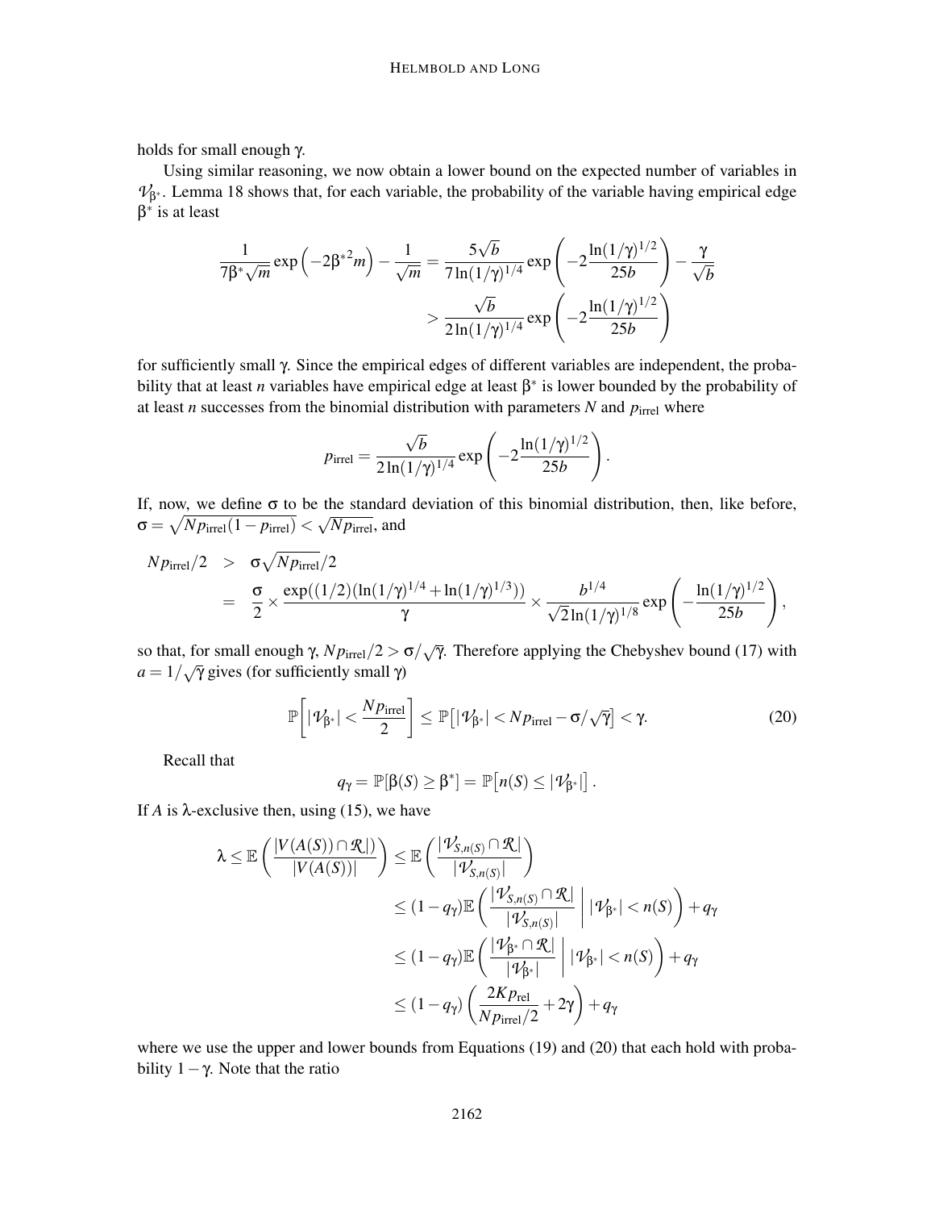holds for small enough $\gamma$.

Using similar reasoning, we now obtain a lower bound on the expected number of variables in $\mathcal{V}_{\beta^*}$. Lemma 18 shows that, for each variable, the probability of the variable having empirical edge $\beta^*$ is at least

$$
\begin{aligned}
\frac{1}{7\beta^*\sqrt{m}} \exp\left(-2\beta^{*2} m\right) - \frac{1}{\sqrt{m}} &= \frac{5\sqrt{b}}{7\ln(1/\gamma)^{1/4}} \exp\left(-2\frac{\ln(1/\gamma)^{1/2}}{25b}\right) - \frac{\gamma}{\sqrt{b}} \\
&> \frac{\sqrt{b}}{2\ln(1/\gamma)^{1/4}} \exp\left(-2\frac{\ln(1/\gamma)^{1/2}}{25b}\right)
\end{aligned}
$$

for sufficiently small $\gamma$. Since the empirical edges of different variables are independent, the probability that at least $n$ variables have empirical edge at least $\beta^*$ is lower bounded by the probability of at least $n$ successes from the binomial distribution with parameters $N$ and $p_{\text{irrel}}$ where

$$
p_{\text{irrel}} = \frac{\sqrt{b}}{2\ln(1/\gamma)^{1/4}} \exp\left(-2\frac{\ln(1/\gamma)^{1/2}}{25b}\right).
$$

If, now, we define $\sigma$ to be the standard deviation of this binomial distribution, then, like before, $\sigma = \sqrt{N p_{\text{irrel}}(1-p_{\text{irrel}})} < \sqrt{N p_{\text{irrel}}}$, and

$$
\begin{aligned}
N p_{\text{irrel}}/2 &> \sigma\sqrt{N p_{\text{irrel}}}/2 \\
&= \frac{\sigma}{2} \times \frac{\exp((1/2)(\ln(1/\gamma)^{1/4} + \ln(1/\gamma)^{1/3}))}{\gamma} \times \frac{b^{1/4}}{\sqrt{2}\ln(1/\gamma)^{1/8}} \exp\left(-\frac{\ln(1/\gamma)^{1/2}}{25b}\right),
\end{aligned}
$$

so that, for small enough $\gamma$, $N p_{\text{irrel}}/2 > \sigma/\sqrt{\gamma}$. Therefore applying the Chebyshev bound (17) with $a = 1/\sqrt{\gamma}$ gives (for sufficiently small $\gamma$)

$$
\mathbb{P}\left[|\mathcal{V}_{\beta^*}| < \frac{N p_{\text{irrel}}}{2}\right] \leq \mathbb{P}\left[|\mathcal{V}_{\beta^*}| < N p_{\text{irrel}} - \sigma/\sqrt{\gamma}\right] < \gamma. \tag{20}
$$

Recall that

$$
q_\gamma = \mathbb{P}[\beta(S) \geq \beta^*] = \mathbb{P}\left[n(S) \leq |\mathcal{V}_{\beta^*}|\right].
$$

If $A$ is $\lambda$-exclusive then, using (15), we have

$$
\begin{aligned}
\lambda \leq \mathbb{E}\left(\frac{|V(A(S)) \cap \mathcal{R}|)}{|V(A(S))|}\right) &\leq \mathbb{E}\left(\frac{|\mathcal{V}_{S,n(S)} \cap \mathcal{R}|}{|\mathcal{V}_{S,n(S)}|}\right) \\
&\leq (1-q_\gamma)\mathbb{E}\left(\frac{|\mathcal{V}_{S,n(S)} \cap \mathcal{R}|}{|\mathcal{V}_{S,n(S)}|} \,\middle|\, |\mathcal{V}_{\beta^*}| < n(S)\right) + q_\gamma \\
&\leq (1-q_\gamma)\mathbb{E}\left(\frac{|\mathcal{V}_{\beta^*} \cap \mathcal{R}|}{|\mathcal{V}_{\beta^*}|} \,\middle|\, |\mathcal{V}_{\beta^*}| < n(S)\right) + q_\gamma \\
&\leq (1-q_\gamma)\left(\frac{2K p_{\text{rel}}}{N p_{\text{irrel}}/2} + 2\gamma\right) + q_\gamma
\end{aligned}
$$

where we use the upper and lower bounds from Equations (19) and (20) that each hold with probability $1-\gamma$. Note that the ratio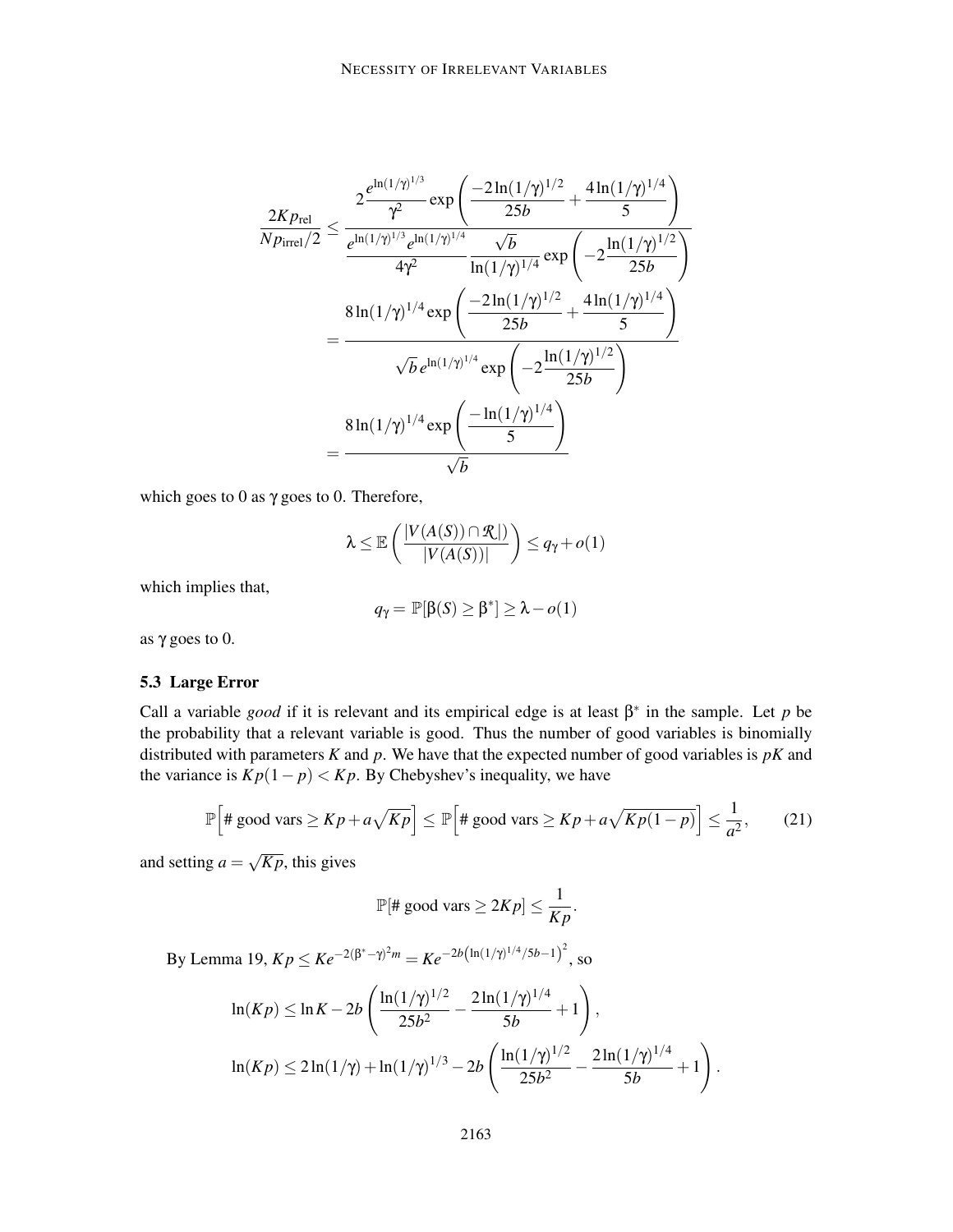$$
\frac{2Kp_{\text{rel}}}{Np_{\text{irrel}}/2} \leq \frac{2\frac{e^{\ln(1/\gamma)^{1/3}}}{\gamma^2}\exp\left(\frac{-2\ln(1/\gamma)^{1/2}}{25b}+\frac{4\ln(1/\gamma)^{1/4}}{5}\right)}{\frac{e^{\ln(1/\gamma)^{1/3}}e^{\ln(1/\gamma)^{1/4}}}{4\gamma^2}\frac{\sqrt{b}}{\ln(1/\gamma)^{1/4}}\exp\left(-2\frac{\ln(1/\gamma)^{1/2}}{25b}\right)}
$$

$$
= \frac{8\ln(1/\gamma)^{1/4}\exp\left(\frac{-2\ln(1/\gamma)^{1/2}}{25b}+\frac{4\ln(1/\gamma)^{1/4}}{5}\right)}{\sqrt{b}\,e^{\ln(1/\gamma)^{1/4}}\exp\left(-2\frac{\ln(1/\gamma)^{1/2}}{25b}\right)}
$$

$$
= \frac{8\ln(1/\gamma)^{1/4}\exp\left(\frac{-\ln(1/\gamma)^{1/4}}{5}\right)}{\sqrt{b}}
$$

which goes to 0 as $\gamma$ goes to 0. Therefore,

$$
\lambda \leq \mathbb{E}\left(\frac{|V(A(S))\cap\mathcal{R}|)}{|V(A(S))|}\right) \leq q_\gamma + o(1)
$$

which implies that,

$$
q_\gamma = \mathbb{P}[\beta(S) \geq \beta^*] \geq \lambda - o(1)
$$

as $\gamma$ goes to 0.

### 5.3 Large Error

Call a variable *good* if it is relevant and its empirical edge is at least $\beta^*$ in the sample. Let $p$ be the probability that a relevant variable is good. Thus the number of good variables is binomially distributed with parameters $K$ and $p$. We have that the expected number of good variables is $pK$ and the variance is $Kp(1-p) < Kp$. By Chebyshev's inequality, we have

$$
\mathbb{P}\left[\text{\# good vars} \geq Kp + a\sqrt{Kp}\right] \leq \mathbb{P}\left[\text{\# good vars} \geq Kp + a\sqrt{Kp(1-p)}\right] \leq \frac{1}{a^2}, \tag{21}
$$

and setting $a = \sqrt{Kp}$, this gives

$$
\mathbb{P}[\text{\# good vars} \geq 2Kp] \leq \frac{1}{Kp}.
$$

By Lemma 19, $Kp \leq Ke^{-2(\beta^*-\gamma)^2 m} = Ke^{-2b\left(\ln(1/\gamma)^{1/4}/5b-1\right)^2}$, so

$$
\ln(Kp) \leq \ln K - 2b\left(\frac{\ln(1/\gamma)^{1/2}}{25b^2} - \frac{2\ln(1/\gamma)^{1/4}}{5b} + 1\right),
$$

$$
\ln(Kp) \leq 2\ln(1/\gamma) + \ln(1/\gamma)^{1/3} - 2b\left(\frac{\ln(1/\gamma)^{1/2}}{25b^2} - \frac{2\ln(1/\gamma)^{1/4}}{5b} + 1\right).
$$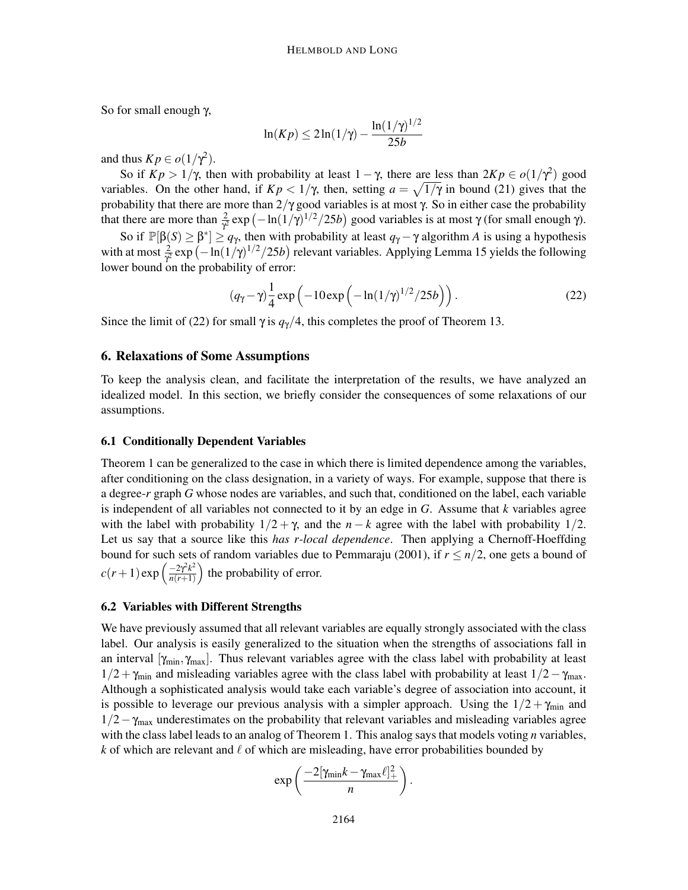So for small enough $\gamma$,

$$\ln(Kp) \leq 2\ln(1/\gamma) - \frac{\ln(1/\gamma)^{1/2}}{25b}$$

and thus $Kp \in o(1/\gamma^2)$.

So if $Kp > 1/\gamma$, then with probability at least $1-\gamma$, there are less than $2Kp \in o(1/\gamma^2)$ good variables. On the other hand, if $Kp < 1/\gamma$, then, setting $a = \sqrt{1/\gamma}$ in bound (21) gives that the probability that there are more than $2/\gamma$ good variables is at most $\gamma$. So in either case the probability that there are more than $\frac{2}{\gamma^2}\exp\left(-\ln(1/\gamma)^{1/2}/25b\right)$ good variables is at most $\gamma$ (for small enough $\gamma$).

So if $\mathbb{P}[\beta(S) \geq \beta^*] \geq q_\gamma$, then with probability at least $q_\gamma - \gamma$ algorithm $A$ is using a hypothesis with at most $\frac{2}{\gamma^2}\exp\left(-\ln(1/\gamma)^{1/2}/25b\right)$ relevant variables. Applying Lemma 15 yields the following lower bound on the probability of error:

$$(q_\gamma - \gamma)\frac{1}{4}\exp\left(-10\exp\left(-\ln(1/\gamma)^{1/2}/25b\right)\right). \tag{22}$$

Since the limit of (22) for small $\gamma$ is $q_\gamma/4$, this completes the proof of Theorem 13.

## 6. Relaxations of Some Assumptions

To keep the analysis clean, and facilitate the interpretation of the results, we have analyzed an idealized model. In this section, we briefly consider the consequences of some relaxations of our assumptions.

### 6.1 Conditionally Dependent Variables

Theorem 1 can be generalized to the case in which there is limited dependence among the variables, after conditioning on the class designation, in a variety of ways. For example, suppose that there is a degree-$r$ graph $G$ whose nodes are variables, and such that, conditioned on the label, each variable is independent of all variables not connected to it by an edge in $G$. Assume that $k$ variables agree with the label with probability $1/2+\gamma$, and the $n-k$ agree with the label with probability $1/2$. Let us say that a source like this *has r-local dependence*. Then applying a Chernoff-Hoeffding bound for such sets of random variables due to Pemmaraju (2001), if $r \leq n/2$, one gets a bound of $c(r+1)\exp\left(\frac{-2\gamma^2k^2}{n(r+1)}\right)$ the probability of error.

### 6.2 Variables with Different Strengths

We have previously assumed that all relevant variables are equally strongly associated with the class label. Our analysis is easily generalized to the situation when the strengths of associations fall in an interval $[\gamma_{\min}, \gamma_{\max}]$. Thus relevant variables agree with the class label with probability at least $1/2+\gamma_{\min}$ and misleading variables agree with the class label with probability at least $1/2-\gamma_{\max}$. Although a sophisticated analysis would take each variable's degree of association into account, it is possible to leverage our previous analysis with a simpler approach. Using the $1/2+\gamma_{\min}$ and $1/2-\gamma_{\max}$ underestimates on the probability that relevant variables and misleading variables agree with the class label leads to an analog of Theorem 1. This analog says that models voting $n$ variables, $k$ of which are relevant and $\ell$ of which are misleading, have error probabilities bounded by

$$\exp\left(\frac{-2[\gamma_{\min}k - \gamma_{\max}\ell]_+^2}{n}\right).$$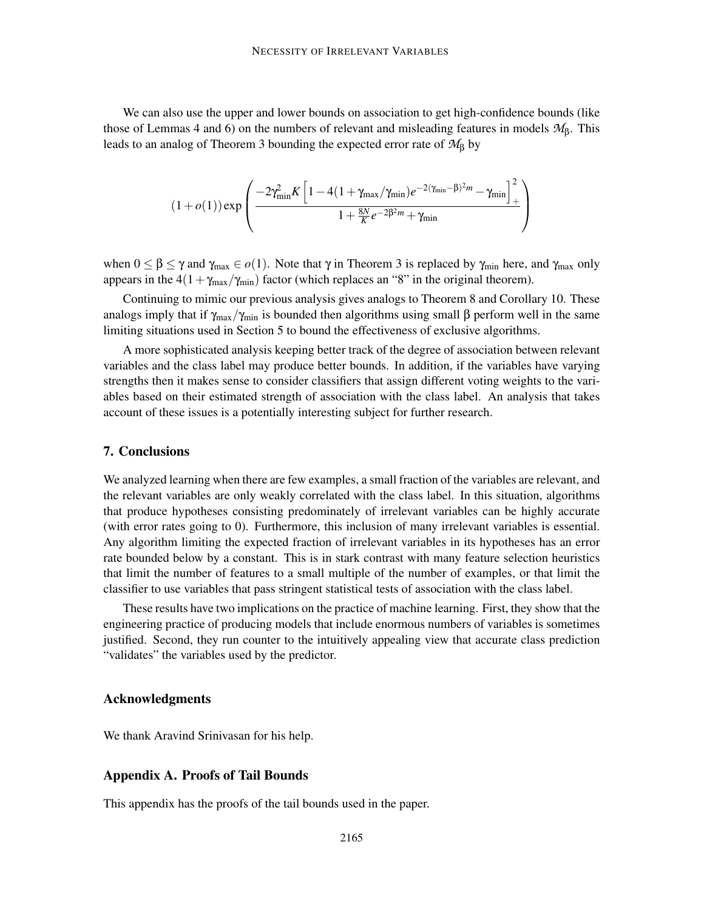We can also use the upper and lower bounds on association to get high-confidence bounds (like those of Lemmas 4 and 6) on the numbers of relevant and misleading features in models $\mathcal{M}_\beta$. This leads to an analog of Theorem 3 bounding the expected error rate of $\mathcal{M}_\beta$ by

$$(1+o(1))\exp\left(\frac{-2\gamma_{\min}^2 K\left[1-4(1+\gamma_{\max}/\gamma_{\min})e^{-2(\gamma_{\min}-\beta)^2 m}-\gamma_{\min}\right]_+^2}{1+\frac{8N}{K}e^{-2\beta^2 m}+\gamma_{\min}}\right)$$

when $0 \leq \beta \leq \gamma$ and $\gamma_{\max} \in o(1)$. Note that $\gamma$ in Theorem 3 is replaced by $\gamma_{\min}$ here, and $\gamma_{\max}$ only appears in the $4(1+\gamma_{\max}/\gamma_{\min})$ factor (which replaces an "8" in the original theorem).

Continuing to mimic our previous analysis gives analogs to Theorem 8 and Corollary 10. These analogs imply that if $\gamma_{\max}/\gamma_{\min}$ is bounded then algorithms using small $\beta$ perform well in the same limiting situations used in Section 5 to bound the effectiveness of exclusive algorithms.

A more sophisticated analysis keeping better track of the degree of association between relevant variables and the class label may produce better bounds. In addition, if the variables have varying strengths then it makes sense to consider classifiers that assign different voting weights to the variables based on their estimated strength of association with the class label. An analysis that takes account of these issues is a potentially interesting subject for further research.

## 7. Conclusions

We analyzed learning when there are few examples, a small fraction of the variables are relevant, and the relevant variables are only weakly correlated with the class label. In this situation, algorithms that produce hypotheses consisting predominately of irrelevant variables can be highly accurate (with error rates going to 0). Furthermore, this inclusion of many irrelevant variables is essential. Any algorithm limiting the expected fraction of irrelevant variables in its hypotheses has an error rate bounded below by a constant. This is in stark contrast with many feature selection heuristics that limit the number of features to a small multiple of the number of examples, or that limit the classifier to use variables that pass stringent statistical tests of association with the class label.

These results have two implications on the practice of machine learning. First, they show that the engineering practice of producing models that include enormous numbers of variables is sometimes justified. Second, they run counter to the intuitively appealing view that accurate class prediction "validates" the variables used by the predictor.

## Acknowledgments

We thank Aravind Srinivasan for his help.

## Appendix A. Proofs of Tail Bounds

This appendix has the proofs of the tail bounds used in the paper.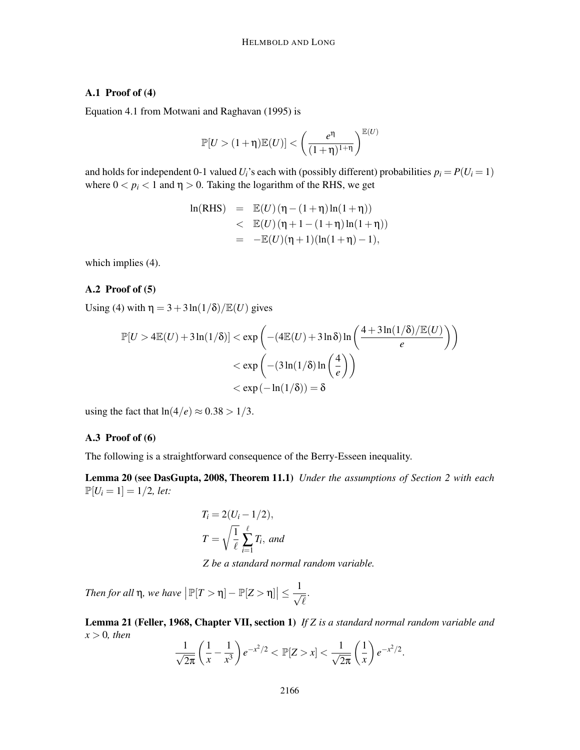### A.1 Proof of (4)

Equation 4.1 from Motwani and Raghavan (1995) is

$$\mathbb{P}[U > (1+\eta)\mathbb{E}(U)] < \left(\frac{e^{\eta}}{(1+\eta)^{1+\eta}}\right)^{\mathbb{E}(U)}$$

and holds for independent 0-1 valued $U_i$'s each with (possibly different) probabilities $p_i = P(U_i = 1)$ where $0 < p_i < 1$ and $\eta > 0$. Taking the logarithm of the RHS, we get

$$\begin{aligned}
\ln(\text{RHS}) &= \mathbb{E}(U)\left(\eta - (1+\eta)\ln(1+\eta)\right) \\
&< \mathbb{E}(U)\left(\eta + 1 - (1+\eta)\ln(1+\eta)\right) \\
&= -\mathbb{E}(U)(\eta+1)(\ln(1+\eta)-1),
\end{aligned}$$

which implies (4).

### A.2 Proof of (5)

Using (4) with $\eta = 3 + 3\ln(1/\delta)/\mathbb{E}(U)$ gives

$$\begin{aligned}
\mathbb{P}[U > 4\mathbb{E}(U) + 3\ln(1/\delta)] &< \exp\left(-(4\mathbb{E}(U) + 3\ln\delta)\ln\left(\frac{4 + 3\ln(1/\delta)/\mathbb{E}(U)}{e}\right)\right) \\
&< \exp\left(-(3\ln(1/\delta)\ln\left(\frac{4}{e}\right)\right) \\
&< \exp\left(-\ln(1/\delta)\right) = \delta
\end{aligned}$$

using the fact that $\ln(4/e) \approx 0.38 > 1/3$.

### A.3 Proof of (6)

The following is a straightforward consequence of the Berry-Esseen inequality.

**Lemma 20 (see DasGupta, 2008, Theorem 11.1)** *Under the assumptions of Section 2 with each $\mathbb{P}[U_i = 1] = 1/2$, let:*

$$\begin{aligned}
&T_i = 2(U_i - 1/2), \\
&T = \sqrt{\frac{1}{\ell}}\sum_{i=1}^{\ell} T_i, \text{ and}
\end{aligned}$$

*$Z$ be a standard normal random variable.*

*Then for all $\eta$, we have $\left|\mathbb{P}[T > \eta] - \mathbb{P}[Z > \eta]\right| \le \frac{1}{\sqrt{\ell}}$.*

**Lemma 21 (Feller, 1968, Chapter VII, section 1)** *If $Z$ is a standard normal random variable and $x > 0$, then*

$$\frac{1}{\sqrt{2\pi}}\left(\frac{1}{x} - \frac{1}{x^3}\right)e^{-x^2/2} < \mathbb{P}[Z > x] < \frac{1}{\sqrt{2\pi}}\left(\frac{1}{x}\right)e^{-x^2/2}.$$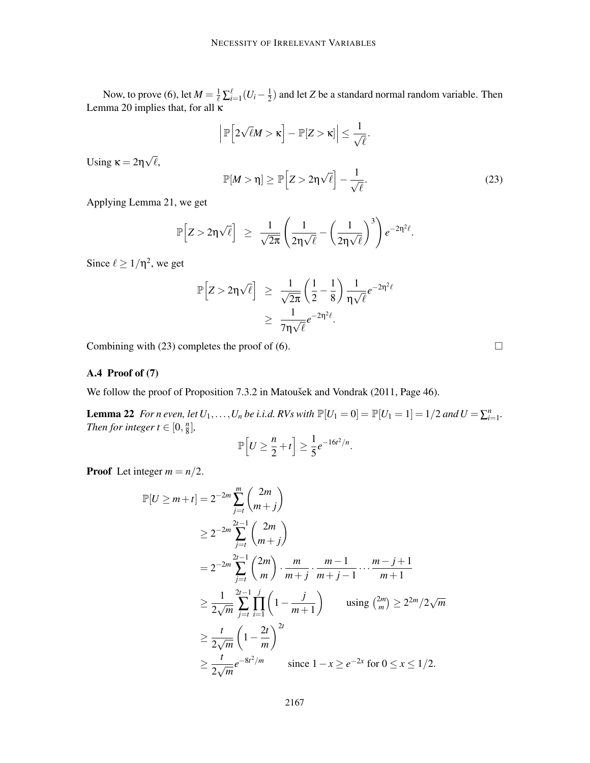Now, to prove (6), let $M = \frac{1}{\ell}\sum_{i=1}^{\ell}(U_i - \frac{1}{2})$ and let $Z$ be a standard normal random variable. Then Lemma 20 implies that, for all $\kappa$

$$\left| \mathbb{P}\left[2\sqrt{\ell}M > \kappa\right] - \mathbb{P}[Z > \kappa] \right| \leq \frac{1}{\sqrt{\ell}}.$$

Using $\kappa = 2\eta\sqrt{\ell}$,

$$\mathbb{P}[M > \eta] \geq \mathbb{P}\left[Z > 2\eta\sqrt{\ell}\right] - \frac{1}{\sqrt{\ell}}. \tag{23}$$

Applying Lemma 21, we get

$$\mathbb{P}\left[Z > 2\eta\sqrt{\ell}\right] \geq \frac{1}{\sqrt{2\pi}}\left(\frac{1}{2\eta\sqrt{\ell}} - \left(\frac{1}{2\eta\sqrt{\ell}}\right)^3\right)e^{-2\eta^2\ell}.$$

Since $\ell \geq 1/\eta^2$, we get

$$\begin{aligned}
\mathbb{P}\left[Z > 2\eta\sqrt{\ell}\right] &\geq \frac{1}{\sqrt{2\pi}}\left(\frac{1}{2} - \frac{1}{8}\right)\frac{1}{\eta\sqrt{\ell}}e^{-2\eta^2\ell} \\
&\geq \frac{1}{7\eta\sqrt{\ell}}e^{-2\eta^2\ell}.
\end{aligned}$$

Combining with (23) completes the proof of (6). $\square$

### A.4 Proof of (7)

We follow the proof of Proposition 7.3.2 in Matoušek and Vondrak (2011, Page 46).

**Lemma 22** *For $n$ even, let $U_1, \ldots, U_n$ be i.i.d. RVs with $\mathbb{P}[U_1 = 0] = \mathbb{P}[U_1 = 1] = 1/2$ and $U = \sum_{i=1}^{n}$. Then for integer $t \in [0, \frac{n}{8}]$,*

$$\mathbb{P}\left[U \geq \frac{n}{2} + t\right] \geq \frac{1}{5}e^{-16t^2/n}.$$

**Proof** Let integer $m = n/2$.

$$\begin{aligned}
\mathbb{P}[U \geq m + t] &= 2^{-2m}\sum_{j=t}^{m}\binom{2m}{m+j} \\
&\geq 2^{-2m}\sum_{j=t}^{2t-1}\binom{2m}{m+j} \\
&= 2^{-2m}\sum_{j=t}^{2t-1}\binom{2m}{m}\cdot\frac{m}{m+j}\cdot\frac{m-1}{m+j-1}\cdots\frac{m-j+1}{m+1} \\
&\geq \frac{1}{2\sqrt{m}}\sum_{j=t}^{2t-1}\prod_{i=1}^{j}\left(1 - \frac{j}{m+1}\right) \qquad \text{using } \tbinom{2m}{m} \geq 2^{2m}/2\sqrt{m} \\
&\geq \frac{t}{2\sqrt{m}}\left(1 - \frac{2t}{m}\right)^{2t} \\
&\geq \frac{t}{2\sqrt{m}}e^{-8t^2/m} \qquad \text{since } 1 - x \geq e^{-2x} \text{ for } 0 \leq x \leq 1/2.
\end{aligned}$$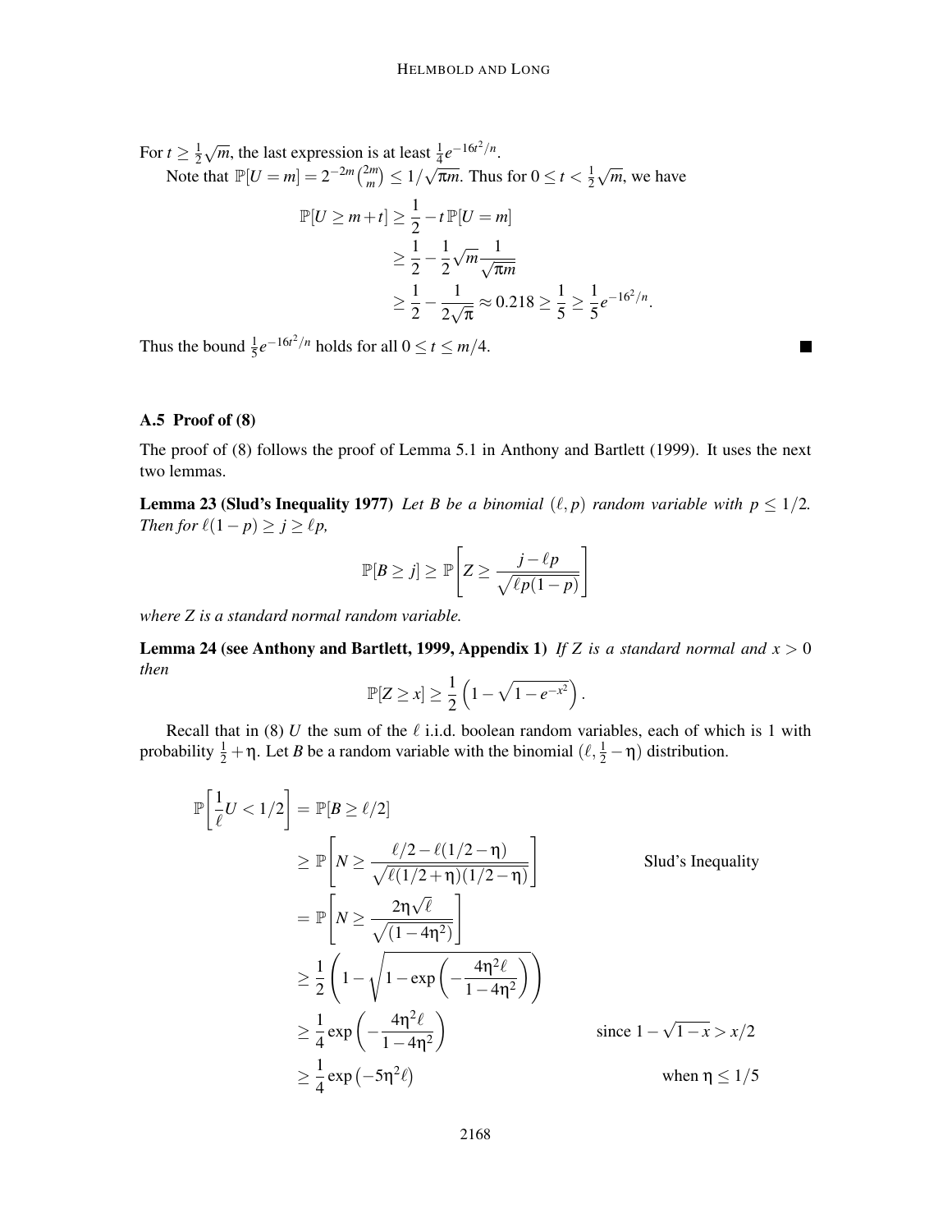For $t \geq \frac{1}{2}\sqrt{m}$, the last expression is at least $\frac{1}{4}e^{-16t^2/n}$.

Note that $\mathbb{P}[U = m] = 2^{-2m}\binom{2m}{m} \leq 1/\sqrt{\pi m}$. Thus for $0 \leq t < \frac{1}{2}\sqrt{m}$, we have

$$
\begin{aligned}
\mathbb{P}[U \geq m+t] &\geq \frac{1}{2} - t\,\mathbb{P}[U = m] \\
&\geq \frac{1}{2} - \frac{1}{2}\sqrt{m}\frac{1}{\sqrt{\pi m}} \\
&\geq \frac{1}{2} - \frac{1}{2\sqrt{\pi}} \approx 0.218 \geq \frac{1}{5} \geq \frac{1}{5}e^{-16^2/n}.
\end{aligned}
$$

Thus the bound $\frac{1}{5}e^{-16t^2/n}$ holds for all $0 \leq t \leq m/4$. ■

### A.5 Proof of (8)

The proof of (8) follows the proof of Lemma 5.1 in Anthony and Bartlett (1999). It uses the next two lemmas.

**Lemma 23 (Slud's Inequality 1977)** *Let $B$ be a binomial $(\ell, p)$ random variable with $p \leq 1/2$. Then for $\ell(1-p) \geq j \geq \ell p$,*

$$
\mathbb{P}[B \geq j] \geq \mathbb{P}\left[Z \geq \frac{j - \ell p}{\sqrt{\ell p(1-p)}}\right]
$$

*where $Z$ is a standard normal random variable.*

**Lemma 24 (see Anthony and Bartlett, 1999, Appendix 1)** *If $Z$ is a standard normal and $x > 0$ then*

$$
\mathbb{P}[Z \geq x] \geq \frac{1}{2}\left(1 - \sqrt{1 - e^{-x^2}}\right).
$$

Recall that in (8) $U$ the sum of the $\ell$ i.i.d. boolean random variables, each of which is 1 with probability $\frac{1}{2} + \eta$. Let $B$ be a random variable with the binomial $(\ell, \frac{1}{2} - \eta)$ distribution.

$$
\begin{aligned}
\mathbb{P}\left[\frac{1}{\ell}U < 1/2\right] &= \mathbb{P}[B \geq \ell/2] \\
&\geq \mathbb{P}\left[N \geq \frac{\ell/2 - \ell(1/2 - \eta)}{\sqrt{\ell(1/2+\eta)(1/2-\eta)}}\right] && \text{Slud's Inequality} \\
&= \mathbb{P}\left[N \geq \frac{2\eta\sqrt{\ell}}{\sqrt{(1-4\eta^2)}}\right] \\
&\geq \frac{1}{2}\left(1 - \sqrt{1 - \exp\left(-\frac{4\eta^2\ell}{1-4\eta^2}\right)}\right) \\
&\geq \frac{1}{4}\exp\left(-\frac{4\eta^2\ell}{1-4\eta^2}\right) && \text{since } 1 - \sqrt{1-x} > x/2 \\
&\geq \frac{1}{4}\exp\left(-5\eta^2\ell\right) && \text{when } \eta \leq 1/5
\end{aligned}
$$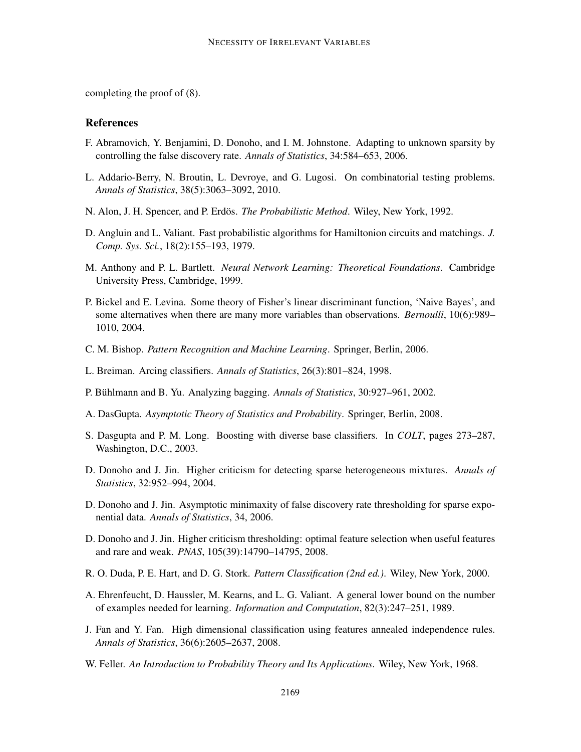completing the proof of (8).

## References

F. Abramovich, Y. Benjamini, D. Donoho, and I. M. Johnstone. Adapting to unknown sparsity by controlling the false discovery rate. *Annals of Statistics*, 34:584–653, 2006.

L. Addario-Berry, N. Broutin, L. Devroye, and G. Lugosi. On combinatorial testing problems. *Annals of Statistics*, 38(5):3063–3092, 2010.

N. Alon, J. H. Spencer, and P. Erdös. *The Probabilistic Method*. Wiley, New York, 1992.

D. Angluin and L. Valiant. Fast probabilistic algorithms for Hamiltonion circuits and matchings. *J. Comp. Sys. Sci.*, 18(2):155–193, 1979.

M. Anthony and P. L. Bartlett. *Neural Network Learning: Theoretical Foundations*. Cambridge University Press, Cambridge, 1999.

P. Bickel and E. Levina. Some theory of Fisher's linear discriminant function, 'Naive Bayes', and some alternatives when there are many more variables than observations. *Bernoulli*, 10(6):989–1010, 2004.

C. M. Bishop. *Pattern Recognition and Machine Learning*. Springer, Berlin, 2006.

L. Breiman. Arcing classifiers. *Annals of Statistics*, 26(3):801–824, 1998.

P. Bühlmann and B. Yu. Analyzing bagging. *Annals of Statistics*, 30:927–961, 2002.

A. DasGupta. *Asymptotic Theory of Statistics and Probability*. Springer, Berlin, 2008.

S. Dasgupta and P. M. Long. Boosting with diverse base classifiers. In *COLT*, pages 273–287, Washington, D.C., 2003.

D. Donoho and J. Jin. Higher criticism for detecting sparse heterogeneous mixtures. *Annals of Statistics*, 32:952–994, 2004.

D. Donoho and J. Jin. Asymptotic minimaxity of false discovery rate thresholding for sparse exponential data. *Annals of Statistics*, 34, 2006.

D. Donoho and J. Jin. Higher criticism thresholding: optimal feature selection when useful features and rare and weak. *PNAS*, 105(39):14790–14795, 2008.

R. O. Duda, P. E. Hart, and D. G. Stork. *Pattern Classification (2nd ed.)*. Wiley, New York, 2000.

A. Ehrenfeucht, D. Haussler, M. Kearns, and L. G. Valiant. A general lower bound on the number of examples needed for learning. *Information and Computation*, 82(3):247–251, 1989.

J. Fan and Y. Fan. High dimensional classification using features annealed independence rules. *Annals of Statistics*, 36(6):2605–2637, 2008.

W. Feller. *An Introduction to Probability Theory and Its Applications*. Wiley, New York, 1968.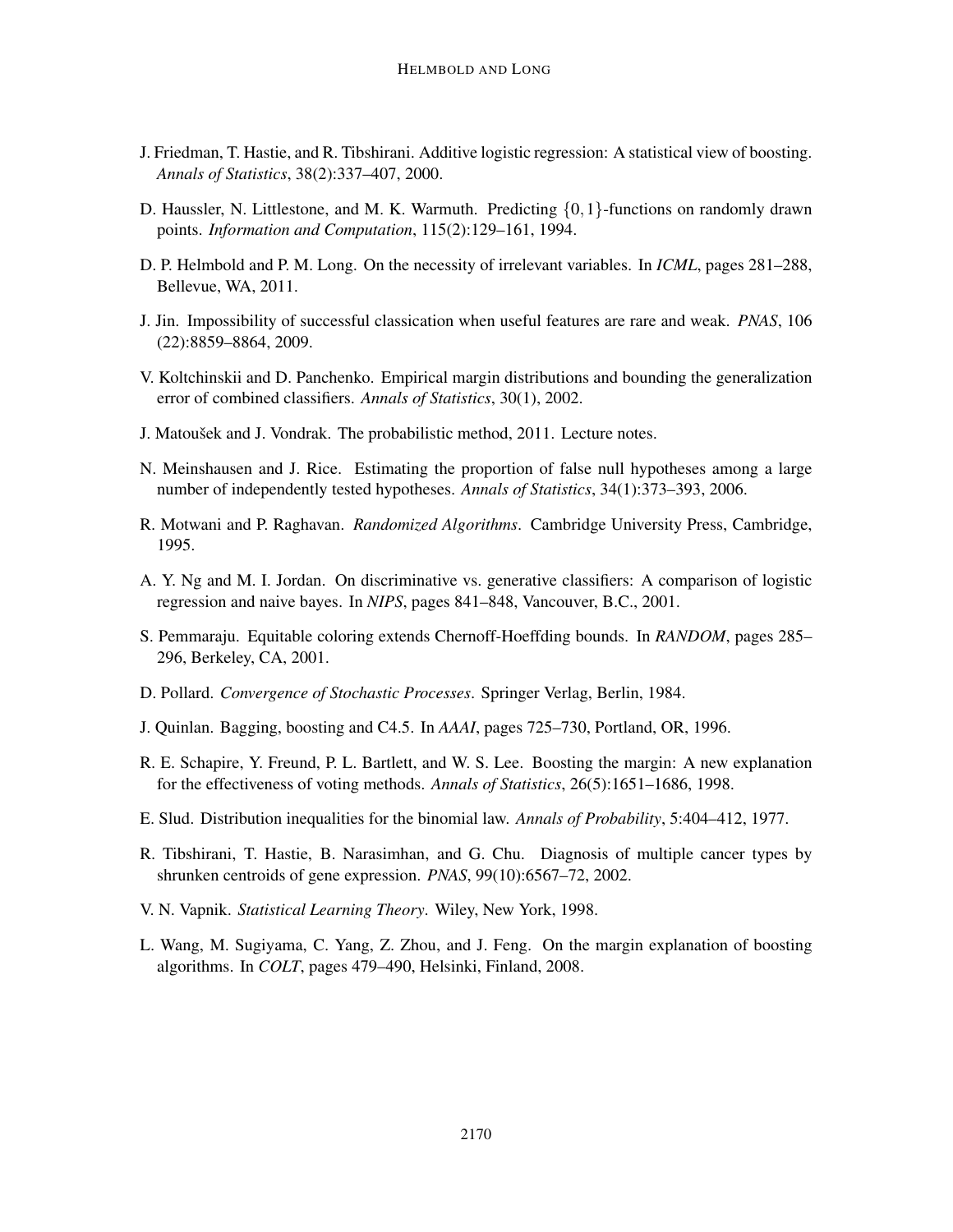J. Friedman, T. Hastie, and R. Tibshirani. Additive logistic regression: A statistical view of boosting. *Annals of Statistics*, 38(2):337–407, 2000.

D. Haussler, N. Littlestone, and M. K. Warmuth. Predicting $\{0,1\}$-functions on randomly drawn points. *Information and Computation*, 115(2):129–161, 1994.

D. P. Helmbold and P. M. Long. On the necessity of irrelevant variables. In *ICML*, pages 281–288, Bellevue, WA, 2011.

J. Jin. Impossibility of successful classication when useful features are rare and weak. *PNAS*, 106 (22):8859–8864, 2009.

V. Koltchinskii and D. Panchenko. Empirical margin distributions and bounding the generalization error of combined classifiers. *Annals of Statistics*, 30(1), 2002.

J. Matoušek and J. Vondrak. The probabilistic method, 2011. Lecture notes.

N. Meinshausen and J. Rice. Estimating the proportion of false null hypotheses among a large number of independently tested hypotheses. *Annals of Statistics*, 34(1):373–393, 2006.

R. Motwani and P. Raghavan. *Randomized Algorithms*. Cambridge University Press, Cambridge, 1995.

A. Y. Ng and M. I. Jordan. On discriminative vs. generative classifiers: A comparison of logistic regression and naive bayes. In *NIPS*, pages 841–848, Vancouver, B.C., 2001.

S. Pemmaraju. Equitable coloring extends Chernoff-Hoeffding bounds. In *RANDOM*, pages 285–296, Berkeley, CA, 2001.

D. Pollard. *Convergence of Stochastic Processes*. Springer Verlag, Berlin, 1984.

J. Quinlan. Bagging, boosting and C4.5. In *AAAI*, pages 725–730, Portland, OR, 1996.

R. E. Schapire, Y. Freund, P. L. Bartlett, and W. S. Lee. Boosting the margin: A new explanation for the effectiveness of voting methods. *Annals of Statistics*, 26(5):1651–1686, 1998.

E. Slud. Distribution inequalities for the binomial law. *Annals of Probability*, 5:404–412, 1977.

R. Tibshirani, T. Hastie, B. Narasimhan, and G. Chu. Diagnosis of multiple cancer types by shrunken centroids of gene expression. *PNAS*, 99(10):6567–72, 2002.

V. N. Vapnik. *Statistical Learning Theory*. Wiley, New York, 1998.

L. Wang, M. Sugiyama, C. Yang, Z. Zhou, and J. Feng. On the margin explanation of boosting algorithms. In *COLT*, pages 479–490, Helsinki, Finland, 2008.